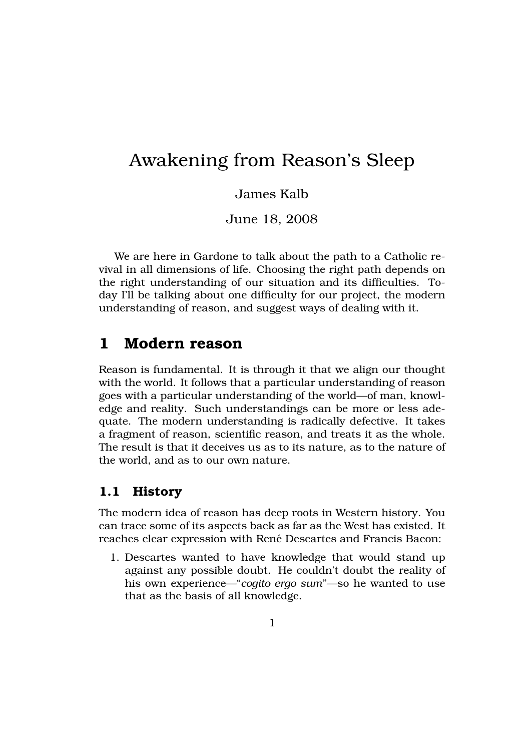# Awakening from Reason's Sleep

James Kalb

June 18, 2008

We are here in Gardone to talk about the path to a Catholic revival in all dimensions of life. Choosing the right path depends on the right understanding of our situation and its difficulties. Today I'll be talking about one difficulty for our project, the modern understanding of reason, and suggest ways of dealing with it.

## 1 Modern reason

Reason is fundamental. It is through it that we align our thought with the world. It follows that a particular understanding of reason goes with a particular understanding of the world—of man, knowledge and reality. Such understandings can be more or less adequate. The modern understanding is radically defective. It takes a fragment of reason, scientific reason, and treats it as the whole. The result is that it deceives us as to its nature, as to the nature of the world, and as to our own nature.

### 1.1 History

The modern idea of reason has deep roots in Western history. You can trace some of its aspects back as far as the West has existed. It reaches clear expression with René Descartes and Francis Bacon:

1. Descartes wanted to have knowledge that would stand up against any possible doubt. He couldn't doubt the reality of his own experience—"*cogito ergo sum*"—so he wanted to use that as the basis of all knowledge.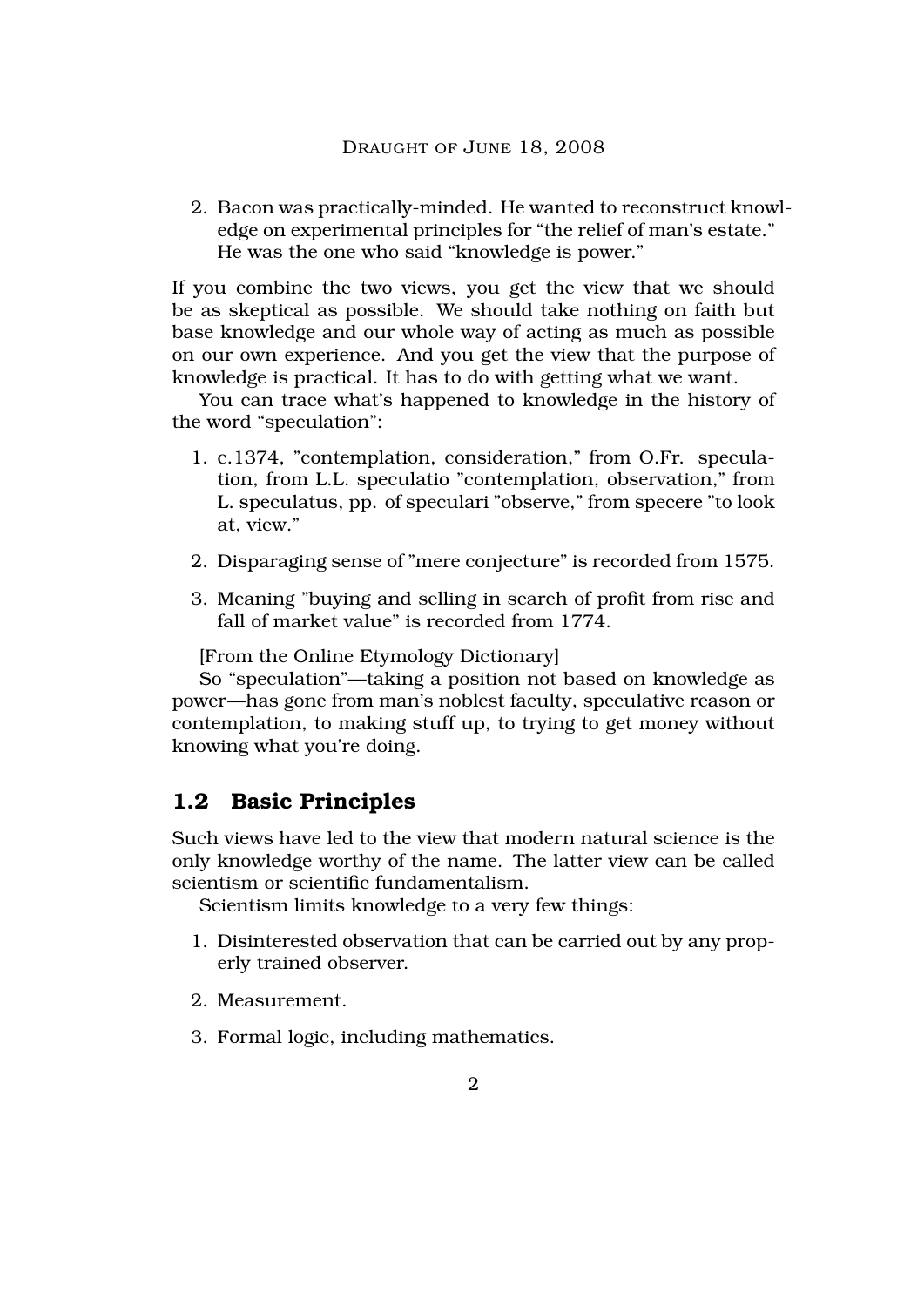2. Bacon was practically-minded. He wanted to reconstruct knowledge on experimental principles for "the relief of man's estate." He was the one who said "knowledge is power."

If you combine the two views, you get the view that we should be as skeptical as possible. We should take nothing on faith but base knowledge and our whole way of acting as much as possible on our own experience. And you get the view that the purpose of knowledge is practical. It has to do with getting what we want.

You can trace what's happened to knowledge in the history of the word "speculation":

1. c.1374, "contemplation, consideration," from O.Fr. speculation, from L.L. speculatio "contemplation, observation," from L. speculatus, pp. of speculari "observe," from specere "to look at, view."

2. Disparaging sense of "mere conjecture" is recorded from 1575.

3. Meaning "buying and selling in search of profit from rise and fall of market value" is recorded from 1774.

[From the Online Etymology Dictionary]

So "speculation"—taking a position not based on knowledge as power—has gone from man's noblest faculty, speculative reason or contemplation, to making stuff up, to trying to get money without knowing what you're doing.

## 1.2 Basic Principles

Such views have led to the view that modern natural science is the only knowledge worthy of the name. The latter view can be called scientism or scientific fundamentalism.

Scientism limits knowledge to a very few things:

1. Disinterested observation that can be carried out by any properly trained observer.

2. Measurement.

3. Formal logic, including mathematics.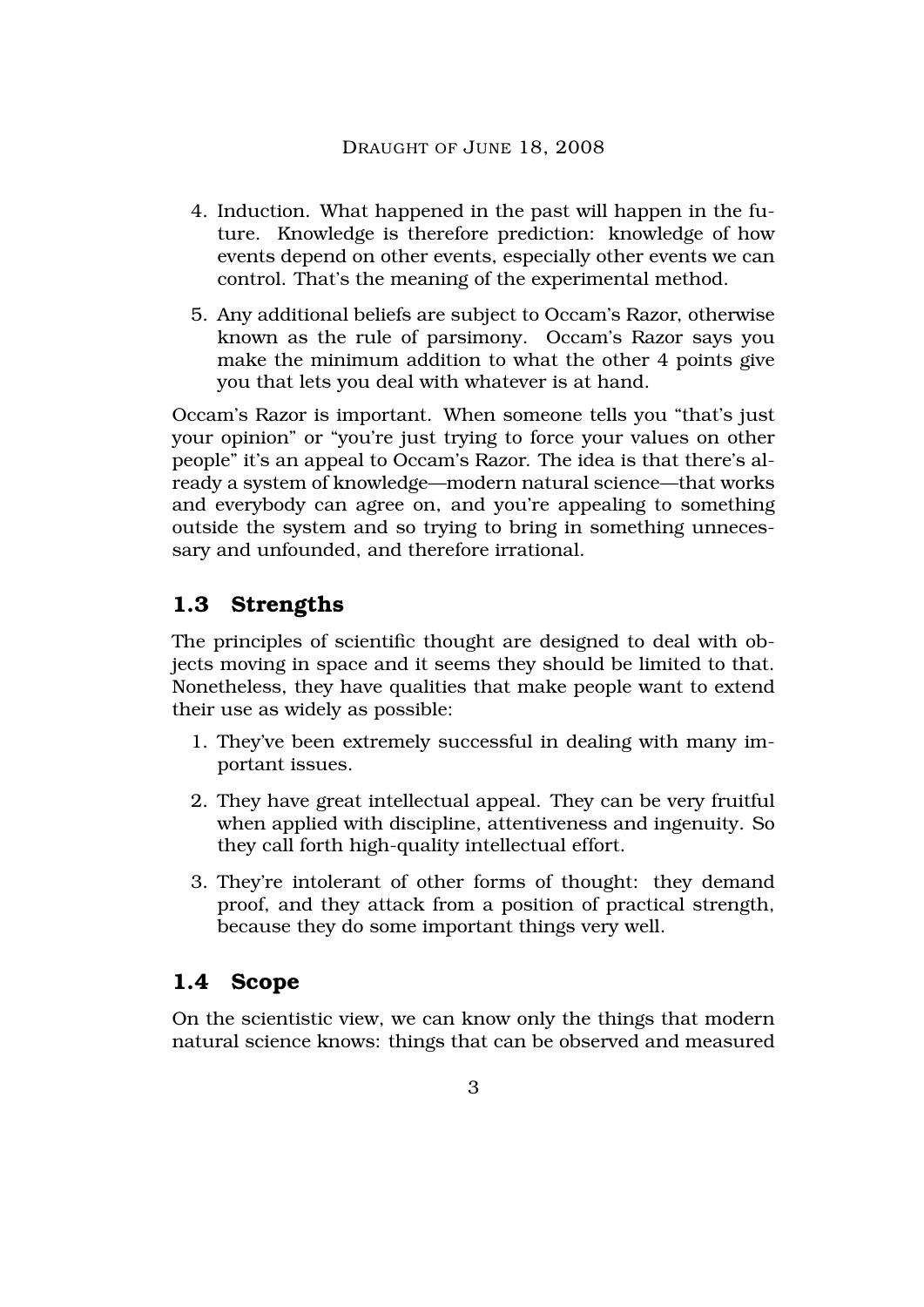4. Induction. What happened in the past will happen in the future. Knowledge is therefore prediction: knowledge of how events depend on other events, especially other events we can control. That's the meaning of the experimental method.

5. Any additional beliefs are subject to Occam's Razor, otherwise known as the rule of parsimony. Occam's Razor says you make the minimum addition to what the other 4 points give you that lets you deal with whatever is at hand.

Occam's Razor is important. When someone tells you "that's just your opinion" or "you're just trying to force your values on other people" it's an appeal to Occam's Razor. The idea is that there's already a system of knowledge—modern natural science—that works and everybody can agree on, and you're appealing to something outside the system and so trying to bring in something unnecessary and unfounded, and therefore irrational.

## 1.3 Strengths

The principles of scientific thought are designed to deal with objects moving in space and it seems they should be limited to that. Nonetheless, they have qualities that make people want to extend their use as widely as possible:

1. They've been extremely successful in dealing with many important issues.

2. They have great intellectual appeal. They can be very fruitful when applied with discipline, attentiveness and ingenuity. So they call forth high-quality intellectual effort.

3. They're intolerant of other forms of thought: they demand proof, and they attack from a position of practical strength, because they do some important things very well.

## 1.4 Scope

On the scientistic view, we can know only the things that modern natural science knows: things that can be observed and measured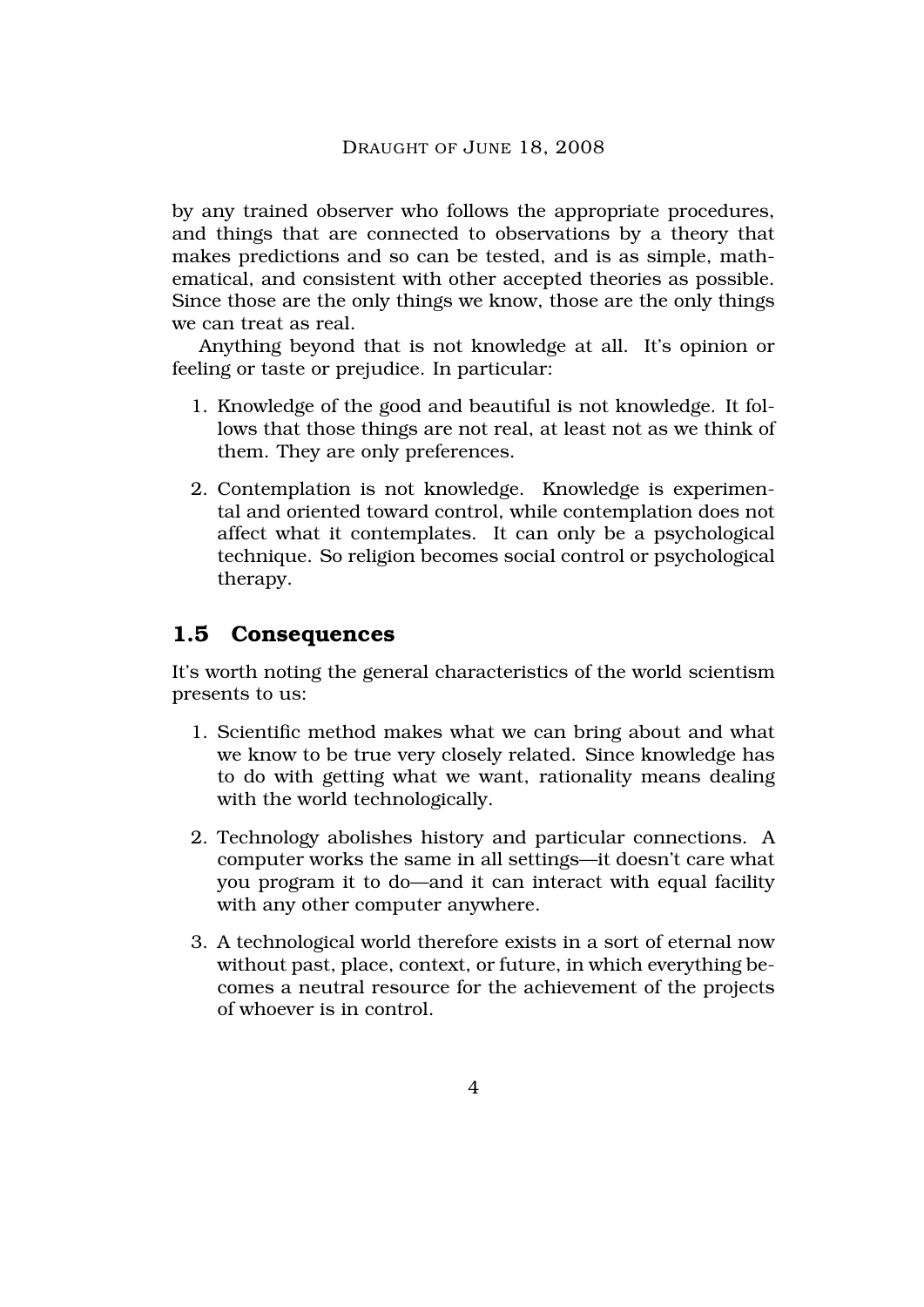by any trained observer who follows the appropriate procedures, and things that are connected to observations by a theory that makes predictions and so can be tested, and is as simple, mathematical, and consistent with other accepted theories as possible. Since those are the only things we know, those are the only things we can treat as real.

Anything beyond that is not knowledge at all. It's opinion or feeling or taste or prejudice. In particular:

1. Knowledge of the good and beautiful is not knowledge. It follows that those things are not real, at least not as we think of them. They are only preferences.

2. Contemplation is not knowledge. Knowledge is experimental and oriented toward control, while contemplation does not affect what it contemplates. It can only be a psychological technique. So religion becomes social control or psychological therapy.

## 1.5 Consequences

It's worth noting the general characteristics of the world scientism presents to us:

1. Scientific method makes what we can bring about and what we know to be true very closely related. Since knowledge has to do with getting what we want, rationality means dealing with the world technologically.

2. Technology abolishes history and particular connections. A computer works the same in all settings—it doesn't care what you program it to do—and it can interact with equal facility with any other computer anywhere.

3. A technological world therefore exists in a sort of eternal now without past, place, context, or future, in which everything becomes a neutral resource for the achievement of the projects of whoever is in control.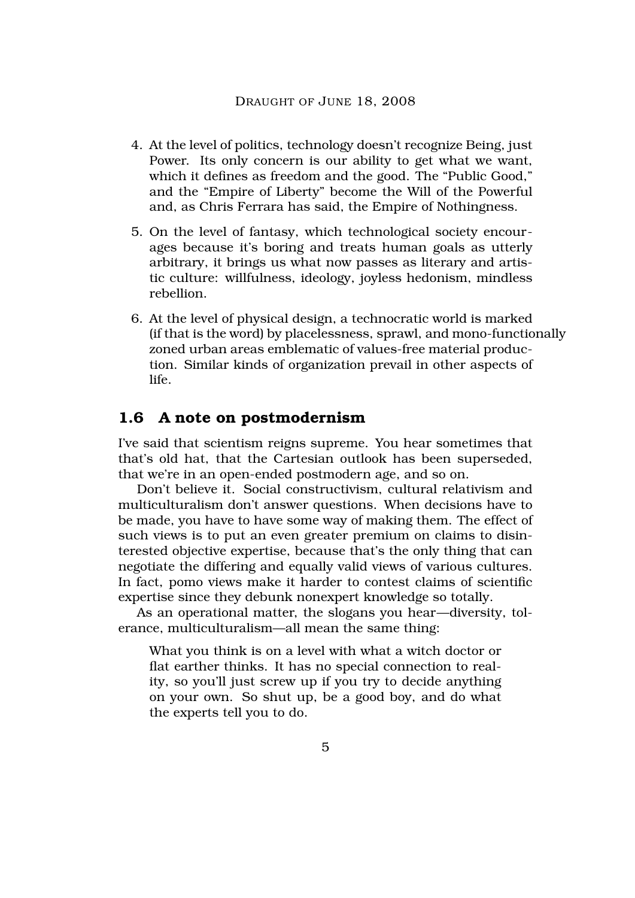4. At the level of politics, technology doesn't recognize Being, just Power. Its only concern is our ability to get what we want, which it defines as freedom and the good. The "Public Good," and the "Empire of Liberty" become the Will of the Powerful and, as Chris Ferrara has said, the Empire of Nothingness.

5. On the level of fantasy, which technological society encourages because it's boring and treats human goals as utterly arbitrary, it brings us what now passes as literary and artistic culture: willfulness, ideology, joyless hedonism, mindless rebellion.

6. At the level of physical design, a technocratic world is marked (if that is the word) by placelessness, sprawl, and mono-functionally zoned urban areas emblematic of values-free material production. Similar kinds of organization prevail in other aspects of life.

## 1.6 A note on postmodernism

I've said that scientism reigns supreme. You hear sometimes that that's old hat, that the Cartesian outlook has been superseded, that we're in an open-ended postmodern age, and so on.

Don't believe it. Social constructivism, cultural relativism and multiculturalism don't answer questions. When decisions have to be made, you have to have some way of making them. The effect of such views is to put an even greater premium on claims to disinterested objective expertise, because that's the only thing that can negotiate the differing and equally valid views of various cultures. In fact, pomo views make it harder to contest claims of scientific expertise since they debunk nonexpert knowledge so totally.

As an operational matter, the slogans you hear—diversity, tolerance, multiculturalism—all mean the same thing:

> What you think is on a level with what a witch doctor or flat earther thinks. It has no special connection to reality, so you'll just screw up if you try to decide anything on your own. So shut up, be a good boy, and do what the experts tell you to do.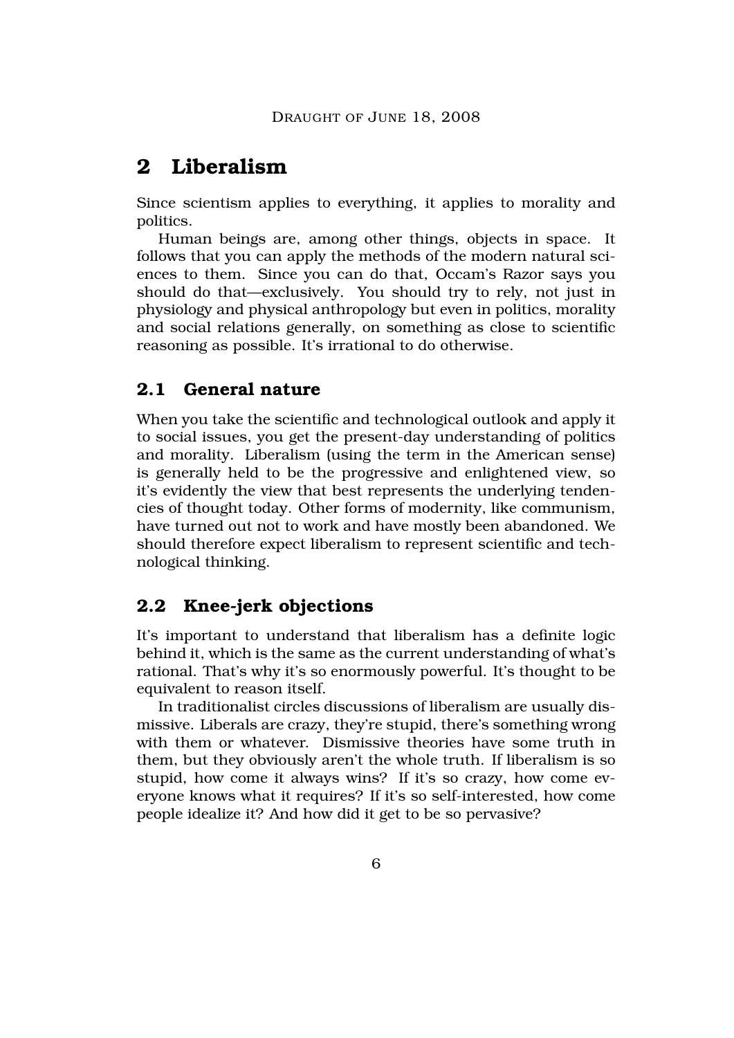# 2 Liberalism

Since scientism applies to everything, it applies to morality and politics.

Human beings are, among other things, objects in space. It follows that you can apply the methods of the modern natural sciences to them. Since you can do that, Occam's Razor says you should do that—exclusively. You should try to rely, not just in physiology and physical anthropology but even in politics, morality and social relations generally, on something as close to scientific reasoning as possible. It's irrational to do otherwise.

## 2.1 General nature

When you take the scientific and technological outlook and apply it to social issues, you get the present-day understanding of politics and morality. Liberalism (using the term in the American sense) is generally held to be the progressive and enlightened view, so it's evidently the view that best represents the underlying tendencies of thought today. Other forms of modernity, like communism, have turned out not to work and have mostly been abandoned. We should therefore expect liberalism to represent scientific and technological thinking.

## 2.2 Knee-jerk objections

It's important to understand that liberalism has a definite logic behind it, which is the same as the current understanding of what's rational. That's why it's so enormously powerful. It's thought to be equivalent to reason itself.

In traditionalist circles discussions of liberalism are usually dismissive. Liberals are crazy, they're stupid, there's something wrong with them or whatever. Dismissive theories have some truth in them, but they obviously aren't the whole truth. If liberalism is so stupid, how come it always wins? If it's so crazy, how come everyone knows what it requires? If it's so self-interested, how come people idealize it? And how did it get to be so pervasive?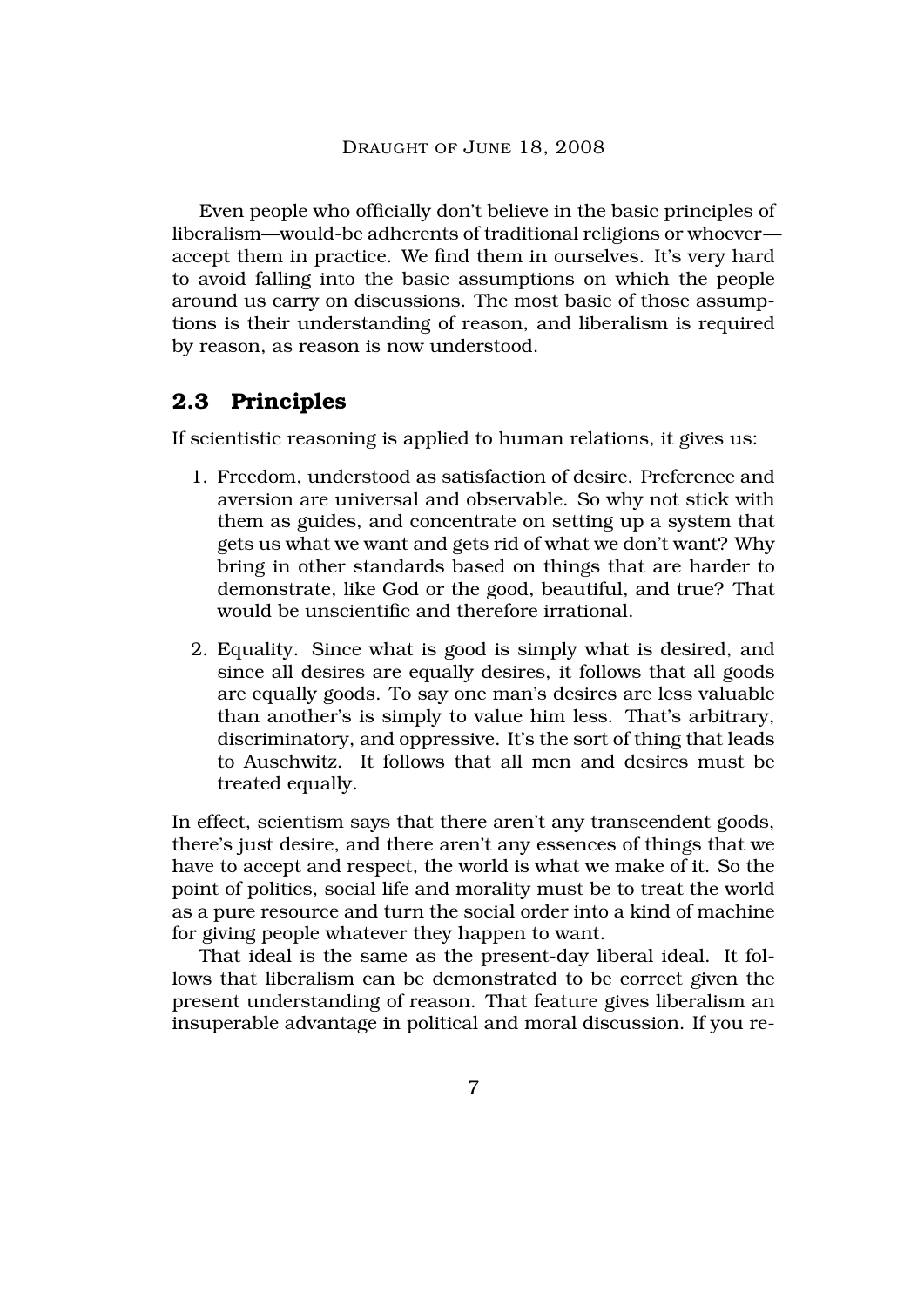Even people who officially don't believe in the basic principles of liberalism—would-be adherents of traditional religions or whoever—accept them in practice. We find them in ourselves. It's very hard to avoid falling into the basic assumptions on which the people around us carry on discussions. The most basic of those assumptions is their understanding of reason, and liberalism is required by reason, as reason is now understood.

## 2.3 Principles

If scientistic reasoning is applied to human relations, it gives us:

1. Freedom, understood as satisfaction of desire. Preference and aversion are universal and observable. So why not stick with them as guides, and concentrate on setting up a system that gets us what we want and gets rid of what we don't want? Why bring in other standards based on things that are harder to demonstrate, like God or the good, beautiful, and true? That would be unscientific and therefore irrational.

2. Equality. Since what is good is simply what is desired, and since all desires are equally desires, it follows that all goods are equally goods. To say one man's desires are less valuable than another's is simply to value him less. That's arbitrary, discriminatory, and oppressive. It's the sort of thing that leads to Auschwitz. It follows that all men and desires must be treated equally.

In effect, scientism says that there aren't any transcendent goods, there's just desire, and there aren't any essences of things that we have to accept and respect, the world is what we make of it. So the point of politics, social life and morality must be to treat the world as a pure resource and turn the social order into a kind of machine for giving people whatever they happen to want.

That ideal is the same as the present-day liberal ideal. It follows that liberalism can be demonstrated to be correct given the present understanding of reason. That feature gives liberalism an insuperable advantage in political and moral discussion. If you re-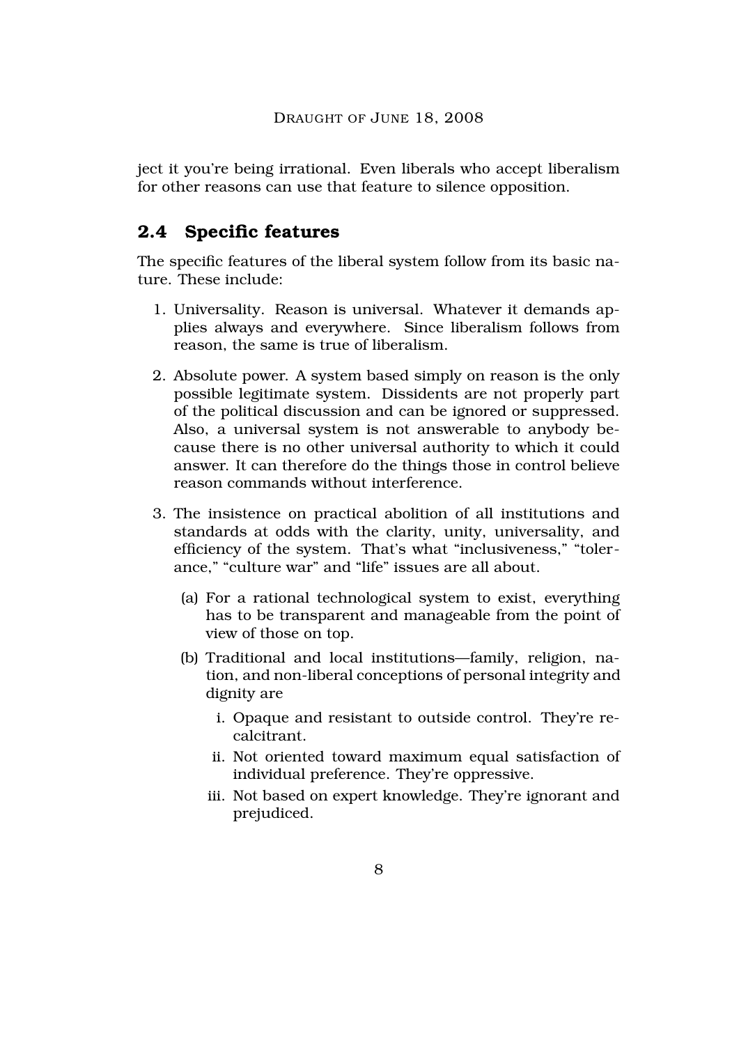ject it you're being irrational. Even liberals who accept liberalism for other reasons can use that feature to silence opposition.

## 2.4 Specific features

The specific features of the liberal system follow from its basic nature. These include:

1. Universality. Reason is universal. Whatever it demands applies always and everywhere. Since liberalism follows from reason, the same is true of liberalism.
2. Absolute power. A system based simply on reason is the only possible legitimate system. Dissidents are not properly part of the political discussion and can be ignored or suppressed. Also, a universal system is not answerable to anybody because there is no other universal authority to which it could answer. It can therefore do the things those in control believe reason commands without interference.
3. The insistence on practical abolition of all institutions and standards at odds with the clarity, unity, universality, and efficiency of the system. That's what "inclusiveness," "tolerance," "culture war" and "life" issues are all about.
   - (a) For a rational technological system to exist, everything has to be transparent and manageable from the point of view of those on top.
   - (b) Traditional and local institutions—family, religion, nation, and non-liberal conceptions of personal integrity and dignity are
     - i. Opaque and resistant to outside control. They're recalcitrant.
     - ii. Not oriented toward maximum equal satisfaction of individual preference. They're oppressive.
     - iii. Not based on expert knowledge. They're ignorant and prejudiced.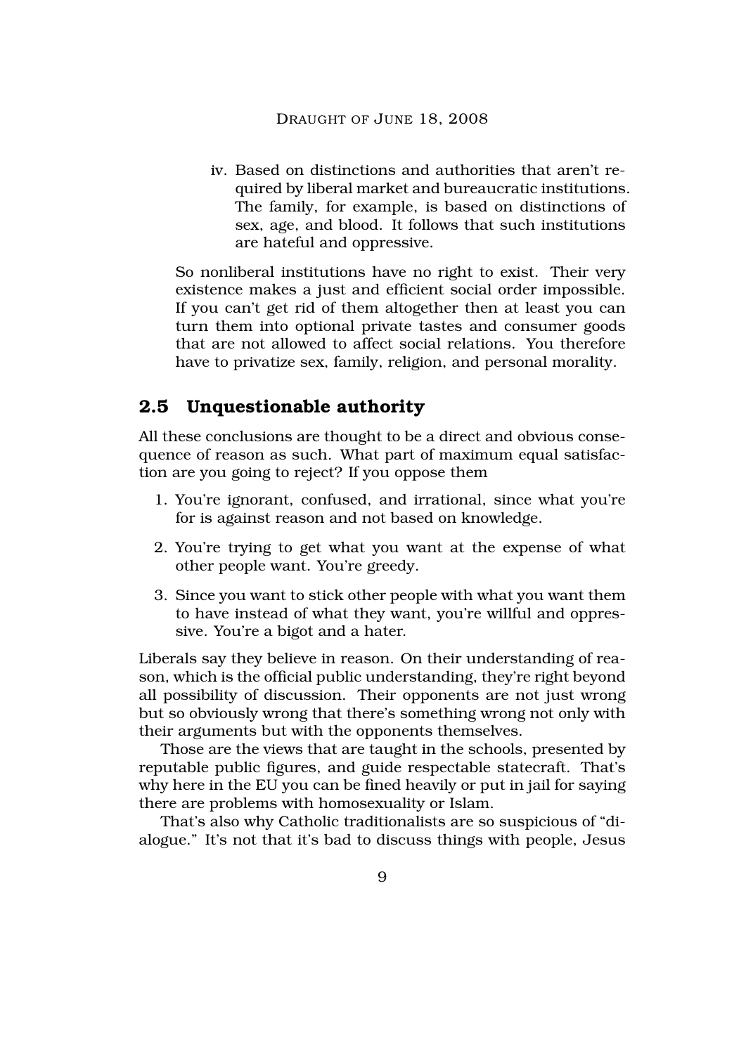iv. Based on distinctions and authorities that aren't required by liberal market and bureaucratic institutions. The family, for example, is based on distinctions of sex, age, and blood. It follows that such institutions are hateful and oppressive.

So nonliberal institutions have no right to exist. Their very existence makes a just and efficient social order impossible. If you can't get rid of them altogether then at least you can turn them into optional private tastes and consumer goods that are not allowed to affect social relations. You therefore have to privatize sex, family, religion, and personal morality.

## 2.5 Unquestionable authority

All these conclusions are thought to be a direct and obvious consequence of reason as such. What part of maximum equal satisfaction are you going to reject? If you oppose them

1. You're ignorant, confused, and irrational, since what you're for is against reason and not based on knowledge.
2. You're trying to get what you want at the expense of what other people want. You're greedy.
3. Since you want to stick other people with what you want them to have instead of what they want, you're willful and oppressive. You're a bigot and a hater.

Liberals say they believe in reason. On their understanding of reason, which is the official public understanding, they're right beyond all possibility of discussion. Their opponents are not just wrong but so obviously wrong that there's something wrong not only with their arguments but with the opponents themselves.

Those are the views that are taught in the schools, presented by reputable public figures, and guide respectable statecraft. That's why here in the EU you can be fined heavily or put in jail for saying there are problems with homosexuality or Islam.

That's also why Catholic traditionalists are so suspicious of "dialogue." It's not that it's bad to discuss things with people, Jesus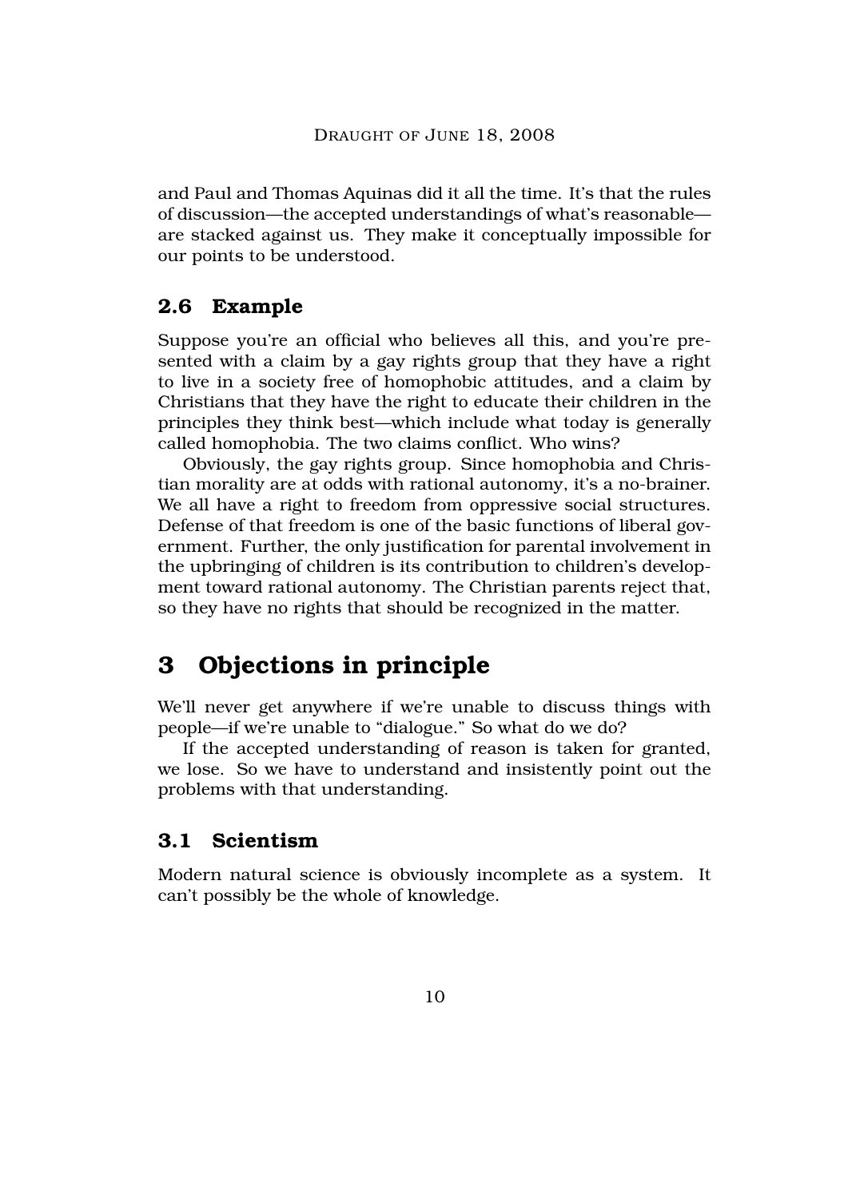and Paul and Thomas Aquinas did it all the time. It's that the rules of discussion—the accepted understandings of what's reasonable—are stacked against us. They make it conceptually impossible for our points to be understood.

### 2.6 Example

Suppose you're an official who believes all this, and you're presented with a claim by a gay rights group that they have a right to live in a society free of homophobic attitudes, and a claim by Christians that they have the right to educate their children in the principles they think best—which include what today is generally called homophobia. The two claims conflict. Who wins?

Obviously, the gay rights group. Since homophobia and Christian morality are at odds with rational autonomy, it's a no-brainer. We all have a right to freedom from oppressive social structures. Defense of that freedom is one of the basic functions of liberal government. Further, the only justification for parental involvement in the upbringing of children is its contribution to children's development toward rational autonomy. The Christian parents reject that, so they have no rights that should be recognized in the matter.

## 3 Objections in principle

We'll never get anywhere if we're unable to discuss things with people—if we're unable to "dialogue." So what do we do?

If the accepted understanding of reason is taken for granted, we lose. So we have to understand and insistently point out the problems with that understanding.

### 3.1 Scientism

Modern natural science is obviously incomplete as a system. It can't possibly be the whole of knowledge.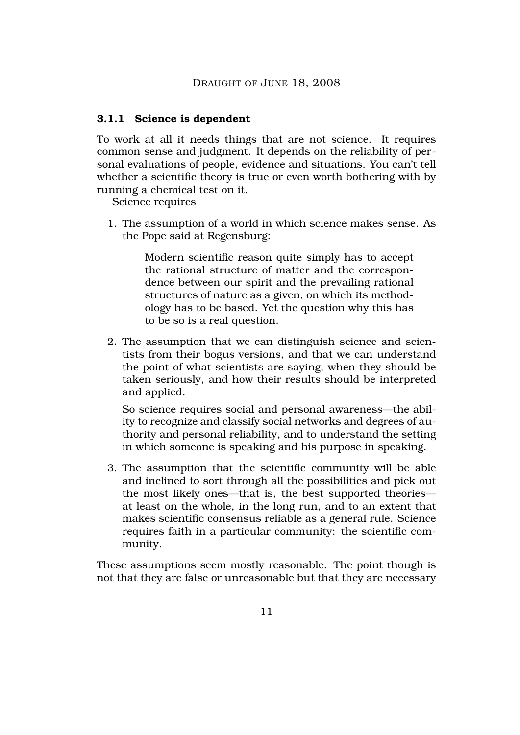### 3.1.1 Science is dependent

To work at all it needs things that are not science. It requires common sense and judgment. It depends on the reliability of personal evaluations of people, evidence and situations. You can't tell whether a scientific theory is true or even worth bothering with by running a chemical test on it.

Science requires

1. The assumption of a world in which science makes sense. As the Pope said at Regensburg:

   > Modern scientific reason quite simply has to accept the rational structure of matter and the correspondence between our spirit and the prevailing rational structures of nature as a given, on which its methodology has to be based. Yet the question why this has to be so is a real question.

2. The assumption that we can distinguish science and scientists from their bogus versions, and that we can understand the point of what scientists are saying, when they should be taken seriously, and how their results should be interpreted and applied.

   So science requires social and personal awareness—the ability to recognize and classify social networks and degrees of authority and personal reliability, and to understand the setting in which someone is speaking and his purpose in speaking.

3. The assumption that the scientific community will be able and inclined to sort through all the possibilities and pick out the most likely ones—that is, the best supported theories—at least on the whole, in the long run, and to an extent that makes scientific consensus reliable as a general rule. Science requires faith in a particular community: the scientific community.

These assumptions seem mostly reasonable. The point though is not that they are false or unreasonable but that they are necessary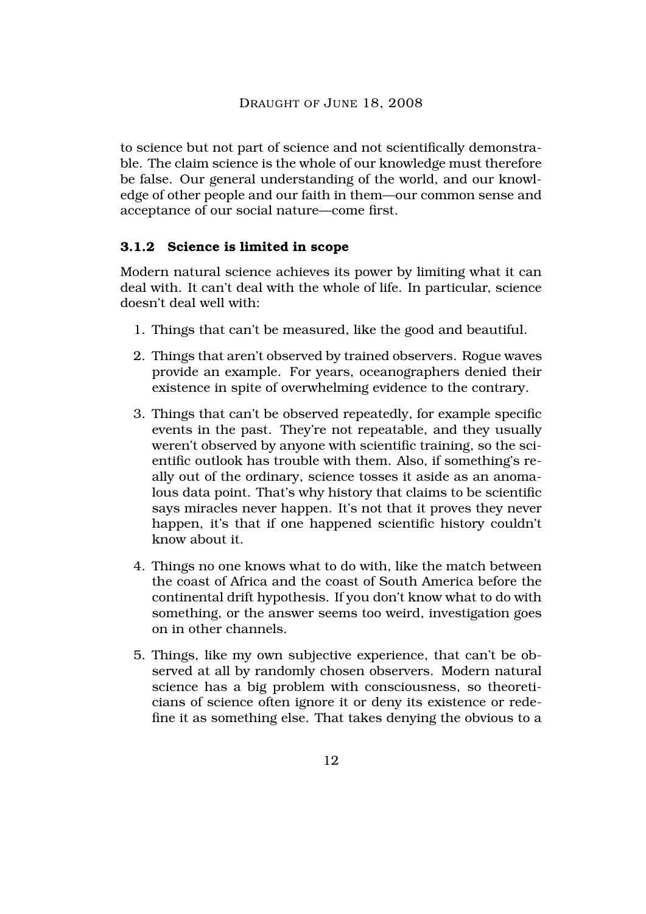to science but not part of science and not scientifically demonstrable. The claim science is the whole of our knowledge must therefore be false. Our general understanding of the world, and our knowledge of other people and our faith in them—our common sense and acceptance of our social nature—come first.

### 3.1.2 Science is limited in scope

Modern natural science achieves its power by limiting what it can deal with. It can't deal with the whole of life. In particular, science doesn't deal well with:

1. Things that can't be measured, like the good and beautiful.

2. Things that aren't observed by trained observers. Rogue waves provide an example. For years, oceanographers denied their existence in spite of overwhelming evidence to the contrary.

3. Things that can't be observed repeatedly, for example specific events in the past. They're not repeatable, and they usually weren't observed by anyone with scientific training, so the scientific outlook has trouble with them. Also, if something's really out of the ordinary, science tosses it aside as an anomalous data point. That's why history that claims to be scientific says miracles never happen. It's not that it proves they never happen, it's that if one happened scientific history couldn't know about it.

4. Things no one knows what to do with, like the match between the coast of Africa and the coast of South America before the continental drift hypothesis. If you don't know what to do with something, or the answer seems too weird, investigation goes on in other channels.

5. Things, like my own subjective experience, that can't be observed at all by randomly chosen observers. Modern natural science has a big problem with consciousness, so theoreticians of science often ignore it or deny its existence or redefine it as something else. That takes denying the obvious to a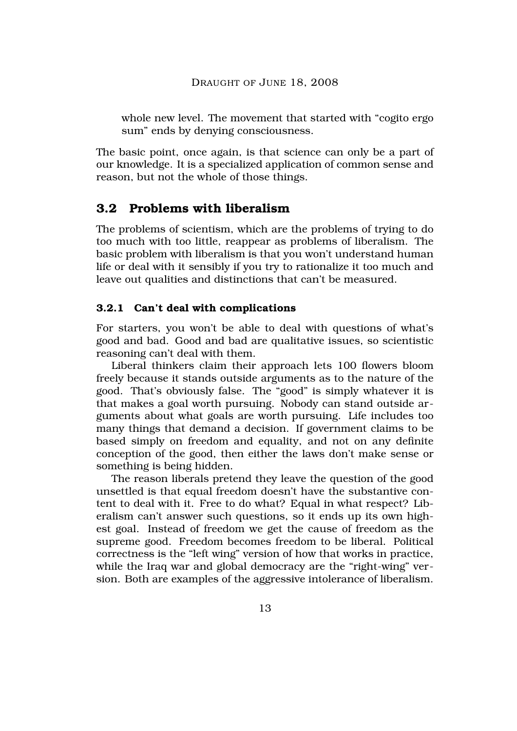whole new level. The movement that started with "cogito ergo sum" ends by denying consciousness.

The basic point, once again, is that science can only be a part of our knowledge. It is a specialized application of common sense and reason, but not the whole of those things.

## 3.2 Problems with liberalism

The problems of scientism, which are the problems of trying to do too much with too little, reappear as problems of liberalism. The basic problem with liberalism is that you won't understand human life or deal with it sensibly if you try to rationalize it too much and leave out qualities and distinctions that can't be measured.

### 3.2.1 Can't deal with complications

For starters, you won't be able to deal with questions of what's good and bad. Good and bad are qualitative issues, so scientistic reasoning can't deal with them.

Liberal thinkers claim their approach lets 100 flowers bloom freely because it stands outside arguments as to the nature of the good. That's obviously false. The "good" is simply whatever it is that makes a goal worth pursuing. Nobody can stand outside arguments about what goals are worth pursuing. Life includes too many things that demand a decision. If government claims to be based simply on freedom and equality, and not on any definite conception of the good, then either the laws don't make sense or something is being hidden.

The reason liberals pretend they leave the question of the good unsettled is that equal freedom doesn't have the substantive content to deal with it. Free to do what? Equal in what respect? Liberalism can't answer such questions, so it ends up its own highest goal. Instead of freedom we get the cause of freedom as the supreme good. Freedom becomes freedom to be liberal. Political correctness is the "left wing" version of how that works in practice, while the Iraq war and global democracy are the "right-wing" version. Both are examples of the aggressive intolerance of liberalism.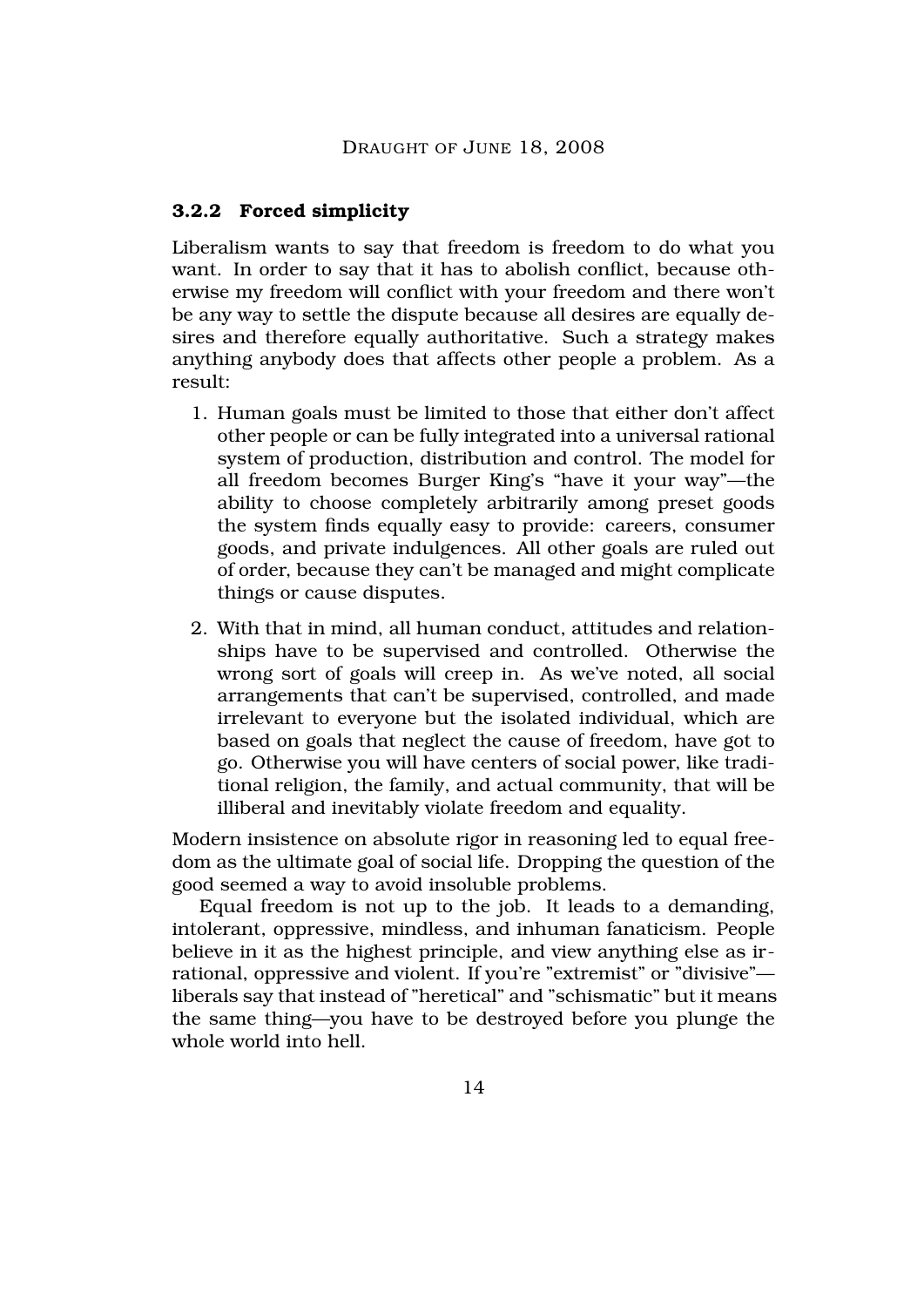### 3.2.2 Forced simplicity

Liberalism wants to say that freedom is freedom to do what you want. In order to say that it has to abolish conflict, because otherwise my freedom will conflict with your freedom and there won't be any way to settle the dispute because all desires are equally desires and therefore equally authoritative. Such a strategy makes anything anybody does that affects other people a problem. As a result:

1. Human goals must be limited to those that either don't affect other people or can be fully integrated into a universal rational system of production, distribution and control. The model for all freedom becomes Burger King's "have it your way"—the ability to choose completely arbitrarily among preset goods the system finds equally easy to provide: careers, consumer goods, and private indulgences. All other goals are ruled out of order, because they can't be managed and might complicate things or cause disputes.

2. With that in mind, all human conduct, attitudes and relationships have to be supervised and controlled. Otherwise the wrong sort of goals will creep in. As we've noted, all social arrangements that can't be supervised, controlled, and made irrelevant to everyone but the isolated individual, which are based on goals that neglect the cause of freedom, have got to go. Otherwise you will have centers of social power, like traditional religion, the family, and actual community, that will be illiberal and inevitably violate freedom and equality.

Modern insistence on absolute rigor in reasoning led to equal freedom as the ultimate goal of social life. Dropping the question of the good seemed a way to avoid insoluble problems.

Equal freedom is not up to the job. It leads to a demanding, intolerant, oppressive, mindless, and inhuman fanaticism. People believe in it as the highest principle, and view anything else as irrational, oppressive and violent. If you're "extremist" or "divisive"—liberals say that instead of "heretical" and "schismatic" but it means the same thing—you have to be destroyed before you plunge the whole world into hell.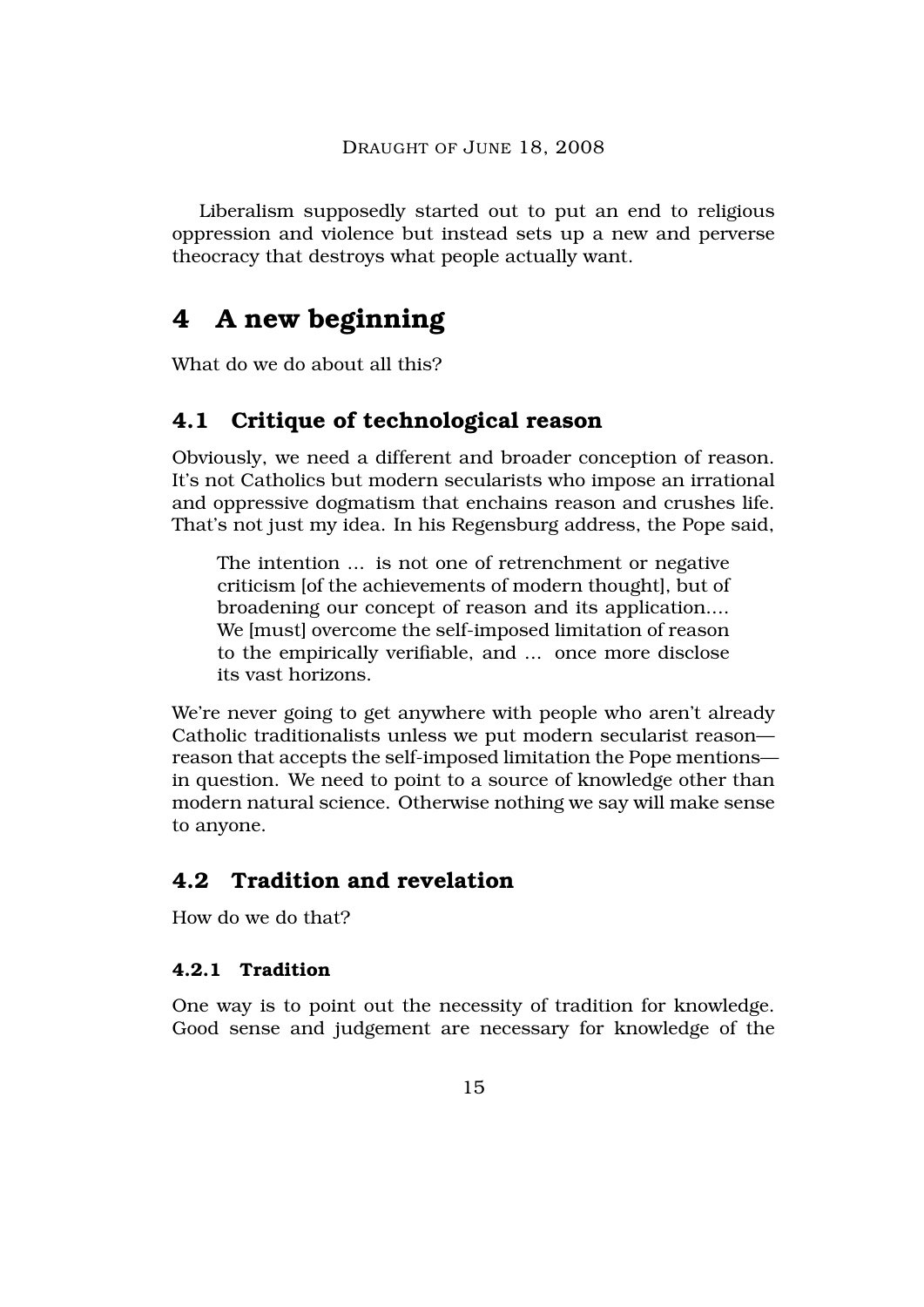Liberalism supposedly started out to put an end to religious oppression and violence but instead sets up a new and perverse theocracy that destroys what people actually want.

# 4 A new beginning

What do we do about all this?

## 4.1 Critique of technological reason

Obviously, we need a different and broader conception of reason. It's not Catholics but modern secularists who impose an irrational and oppressive dogmatism that enchains reason and crushes life. That's not just my idea. In his Regensburg address, the Pope said,

> The intention ... is not one of retrenchment or negative criticism [of the achievements of modern thought], but of broadening our concept of reason and its application.... We [must] overcome the self-imposed limitation of reason to the empirically verifiable, and ... once more disclose its vast horizons.

We're never going to get anywhere with people who aren't already Catholic traditionalists unless we put modern secularist reason—reason that accepts the self-imposed limitation the Pope mentions—in question. We need to point to a source of knowledge other than modern natural science. Otherwise nothing we say will make sense to anyone.

## 4.2 Tradition and revelation

How do we do that?

### 4.2.1 Tradition

One way is to point out the necessity of tradition for knowledge. Good sense and judgement are necessary for knowledge of the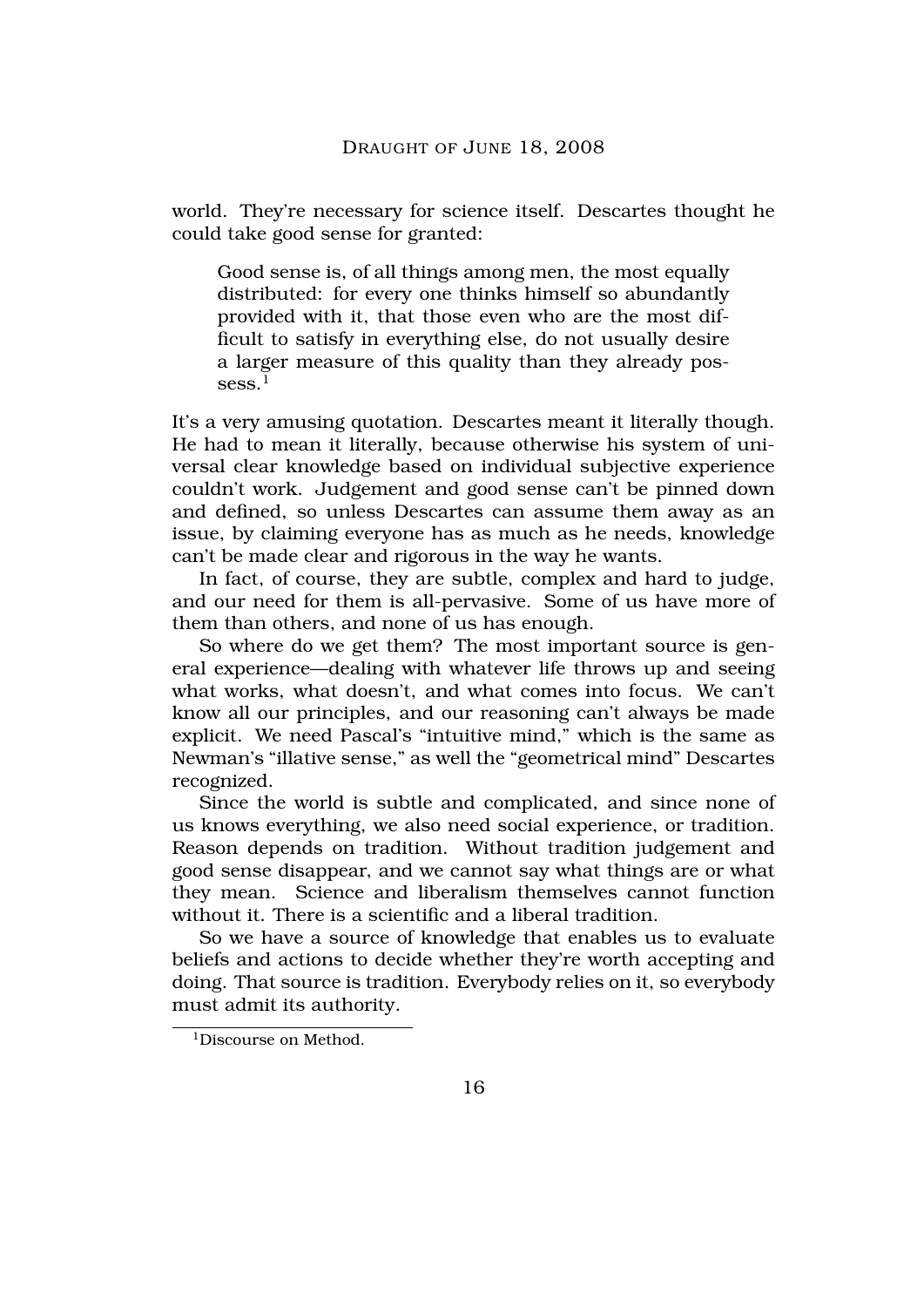world. They're necessary for science itself. Descartes thought he could take good sense for granted:

> Good sense is, of all things among men, the most equally distributed: for every one thinks himself so abundantly provided with it, that those even who are the most difficult to satisfy in everything else, do not usually desire a larger measure of this quality than they already possess.[1]

It's a very amusing quotation. Descartes meant it literally though. He had to mean it literally, because otherwise his system of universal clear knowledge based on individual subjective experience couldn't work. Judgement and good sense can't be pinned down and defined, so unless Descartes can assume them away as an issue, by claiming everyone has as much as he needs, knowledge can't be made clear and rigorous in the way he wants.

In fact, of course, they are subtle, complex and hard to judge, and our need for them is all-pervasive. Some of us have more of them than others, and none of us has enough.

So where do we get them? The most important source is general experience—dealing with whatever life throws up and seeing what works, what doesn't, and what comes into focus. We can't know all our principles, and our reasoning can't always be made explicit. We need Pascal's "intuitive mind," which is the same as Newman's "illative sense," as well the "geometrical mind" Descartes recognized.

Since the world is subtle and complicated, and since none of us knows everything, we also need social experience, or tradition. Reason depends on tradition. Without tradition judgement and good sense disappear, and we cannot say what things are or what they mean. Science and liberalism themselves cannot function without it. There is a scientific and a liberal tradition.

So we have a source of knowledge that enables us to evaluate beliefs and actions to decide whether they're worth accepting and doing. That source is tradition. Everybody relies on it, so everybody must admit its authority.

[1] Discourse on Method.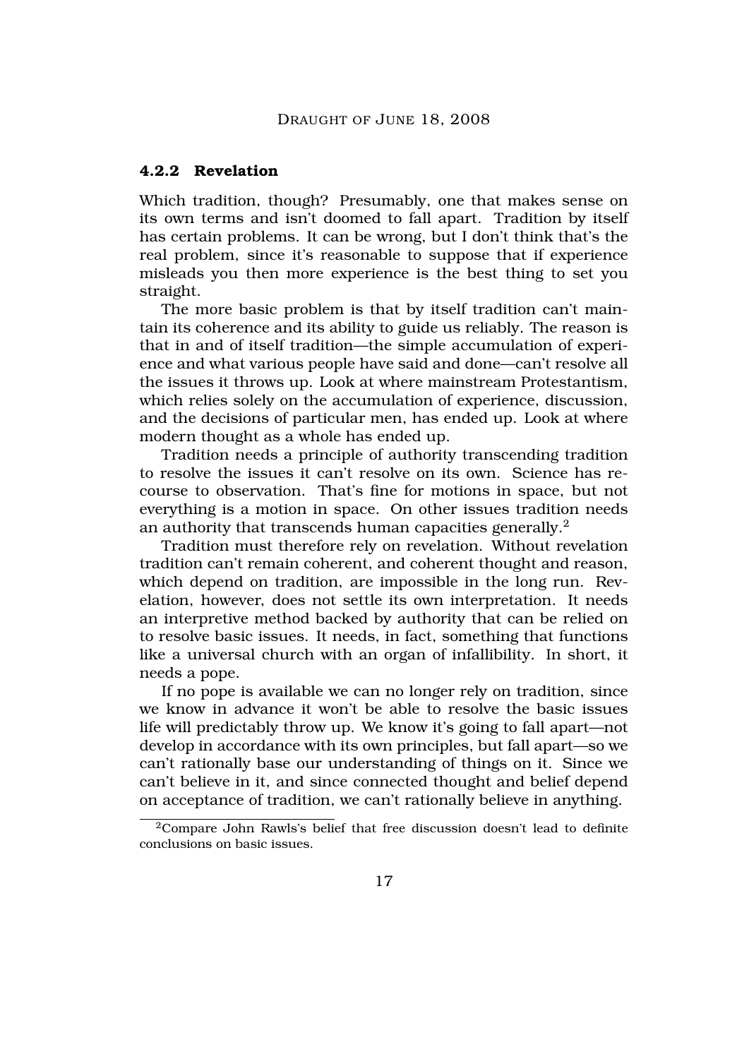### 4.2.2 Revelation

Which tradition, though? Presumably, one that makes sense on its own terms and isn't doomed to fall apart. Tradition by itself has certain problems. It can be wrong, but I don't think that's the real problem, since it's reasonable to suppose that if experience misleads you then more experience is the best thing to set you straight.

The more basic problem is that by itself tradition can't maintain its coherence and its ability to guide us reliably. The reason is that in and of itself tradition—the simple accumulation of experience and what various people have said and done—can't resolve all the issues it throws up. Look at where mainstream Protestantism, which relies solely on the accumulation of experience, discussion, and the decisions of particular men, has ended up. Look at where modern thought as a whole has ended up.

Tradition needs a principle of authority transcending tradition to resolve the issues it can't resolve on its own. Science has recourse to observation. That's fine for motions in space, but not everything is a motion in space. On other issues tradition needs an authority that transcends human capacities generally.[2]

Tradition must therefore rely on revelation. Without revelation tradition can't remain coherent, and coherent thought and reason, which depend on tradition, are impossible in the long run. Revelation, however, does not settle its own interpretation. It needs an interpretive method backed by authority that can be relied on to resolve basic issues. It needs, in fact, something that functions like a universal church with an organ of infallibility. In short, it needs a pope.

If no pope is available we can no longer rely on tradition, since we know in advance it won't be able to resolve the basic issues life will predictably throw up. We know it's going to fall apart—not develop in accordance with its own principles, but fall apart—so we can't rationally base our understanding of things on it. Since we can't believe in it, and since connected thought and belief depend on acceptance of tradition, we can't rationally believe in anything.

[2] Compare John Rawls's belief that free discussion doesn't lead to definite conclusions on basic issues.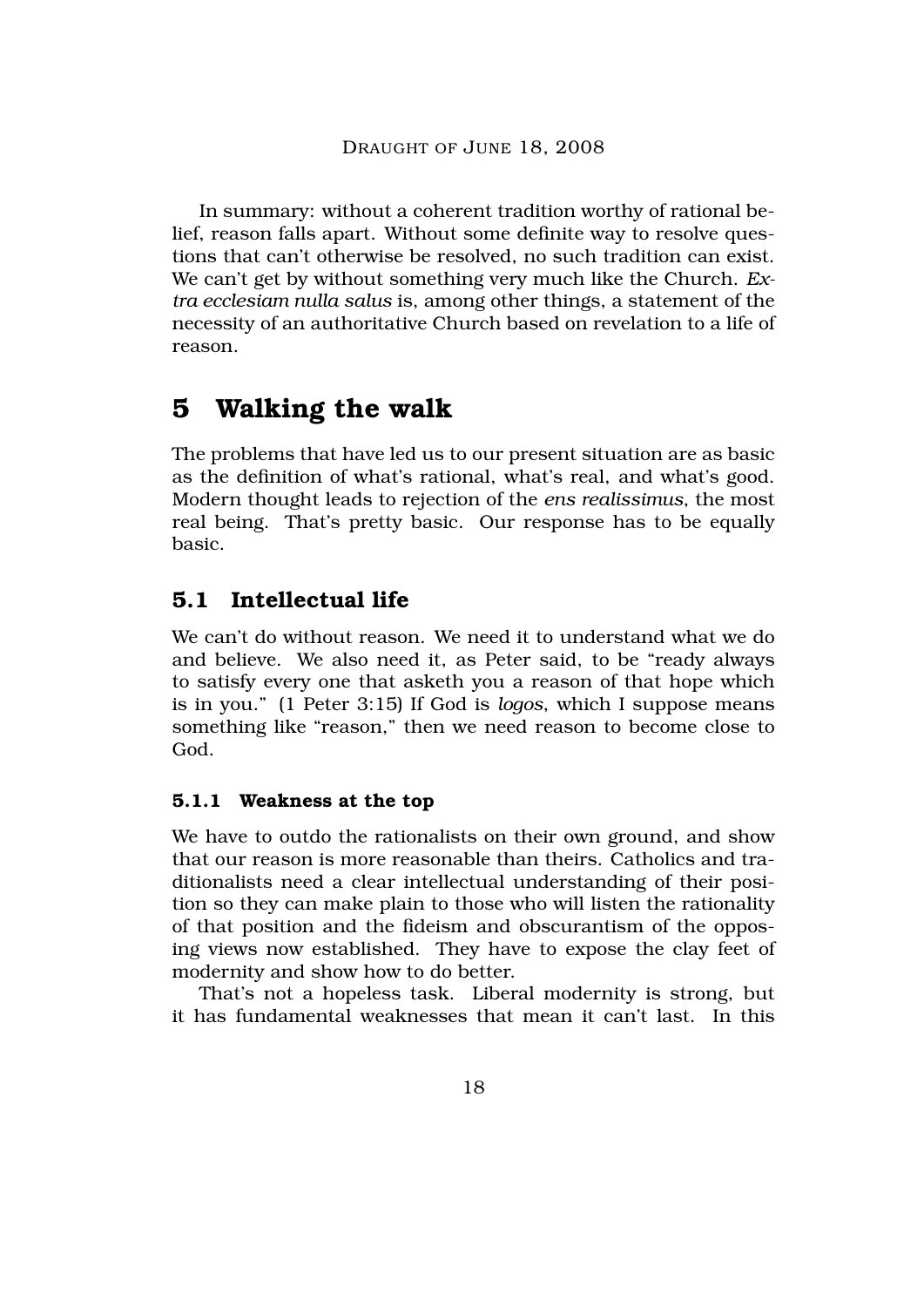In summary: without a coherent tradition worthy of rational belief, reason falls apart. Without some definite way to resolve questions that can't otherwise be resolved, no such tradition can exist. We can't get by without something very much like the Church. *Extra ecclesiam nulla salus* is, among other things, a statement of the necessity of an authoritative Church based on revelation to a life of reason.

# 5 Walking the walk

The problems that have led us to our present situation are as basic as the definition of what's rational, what's real, and what's good. Modern thought leads to rejection of the *ens realissimus*, the most real being. That's pretty basic. Our response has to be equally basic.

## 5.1 Intellectual life

We can't do without reason. We need it to understand what we do and believe. We also need it, as Peter said, to be "ready always to satisfy every one that asketh you a reason of that hope which is in you." (1 Peter 3:15) If God is *logos*, which I suppose means something like "reason," then we need reason to become close to God.

### 5.1.1 Weakness at the top

We have to outdo the rationalists on their own ground, and show that our reason is more reasonable than theirs. Catholics and traditionalists need a clear intellectual understanding of their position so they can make plain to those who will listen the rationality of that position and the fideism and obscurantism of the opposing views now established. They have to expose the clay feet of modernity and show how to do better.

That's not a hopeless task. Liberal modernity is strong, but it has fundamental weaknesses that mean it can't last. In this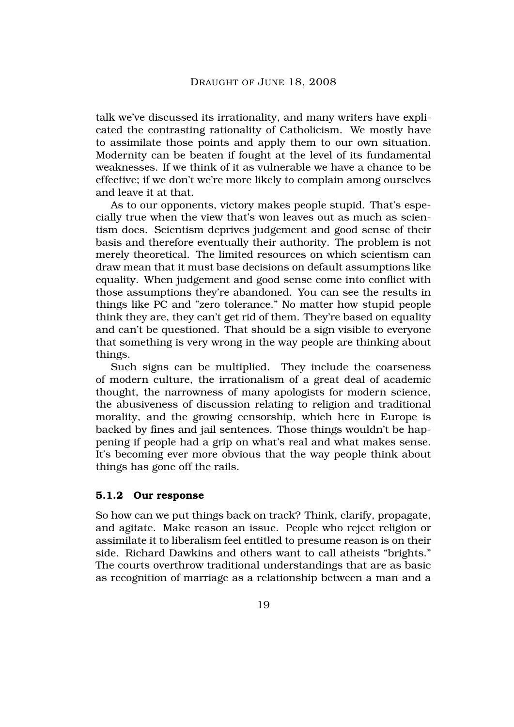talk we've discussed its irrationality, and many writers have explicated the contrasting rationality of Catholicism. We mostly have to assimilate those points and apply them to our own situation. Modernity can be beaten if fought at the level of its fundamental weaknesses. If we think of it as vulnerable we have a chance to be effective; if we don't we're more likely to complain among ourselves and leave it at that.

As to our opponents, victory makes people stupid. That's especially true when the view that's won leaves out as much as scientism does. Scientism deprives judgement and good sense of their basis and therefore eventually their authority. The problem is not merely theoretical. The limited resources on which scientism can draw mean that it must base decisions on default assumptions like equality. When judgement and good sense come into conflict with those assumptions they're abandoned. You can see the results in things like PC and "zero tolerance." No matter how stupid people think they are, they can't get rid of them. They're based on equality and can't be questioned. That should be a sign visible to everyone that something is very wrong in the way people are thinking about things.

Such signs can be multiplied. They include the coarseness of modern culture, the irrationalism of a great deal of academic thought, the narrowness of many apologists for modern science, the abusiveness of discussion relating to religion and traditional morality, and the growing censorship, which here in Europe is backed by fines and jail sentences. Those things wouldn't be happening if people had a grip on what's real and what makes sense. It's becoming ever more obvious that the way people think about things has gone off the rails.

### 5.1.2 Our response

So how can we put things back on track? Think, clarify, propagate, and agitate. Make reason an issue. People who reject religion or assimilate it to liberalism feel entitled to presume reason is on their side. Richard Dawkins and others want to call atheists "brights." The courts overthrow traditional understandings that are as basic as recognition of marriage as a relationship between a man and a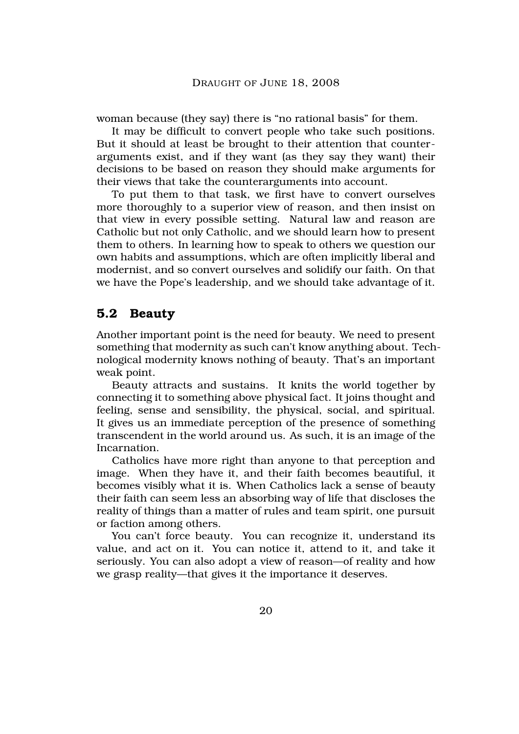woman because (they say) there is "no rational basis" for them.

It may be difficult to convert people who take such positions. But it should at least be brought to their attention that counter-arguments exist, and if they want (as they say they want) their decisions to be based on reason they should make arguments for their views that take the counterarguments into account.

To put them to that task, we first have to convert ourselves more thoroughly to a superior view of reason, and then insist on that view in every possible setting. Natural law and reason are Catholic but not only Catholic, and we should learn how to present them to others. In learning how to speak to others we question our own habits and assumptions, which are often implicitly liberal and modernist, and so convert ourselves and solidify our faith. On that we have the Pope's leadership, and we should take advantage of it.

## 5.2 Beauty

Another important point is the need for beauty. We need to present something that modernity as such can't know anything about. Technological modernity knows nothing of beauty. That's an important weak point.

Beauty attracts and sustains. It knits the world together by connecting it to something above physical fact. It joins thought and feeling, sense and sensibility, the physical, social, and spiritual. It gives us an immediate perception of the presence of something transcendent in the world around us. As such, it is an image of the Incarnation.

Catholics have more right than anyone to that perception and image. When they have it, and their faith becomes beautiful, it becomes visibly what it is. When Catholics lack a sense of beauty their faith can seem less an absorbing way of life that discloses the reality of things than a matter of rules and team spirit, one pursuit or faction among others.

You can't force beauty. You can recognize it, understand its value, and act on it. You can notice it, attend to it, and take it seriously. You can also adopt a view of reason—of reality and how we grasp reality—that gives it the importance it deserves.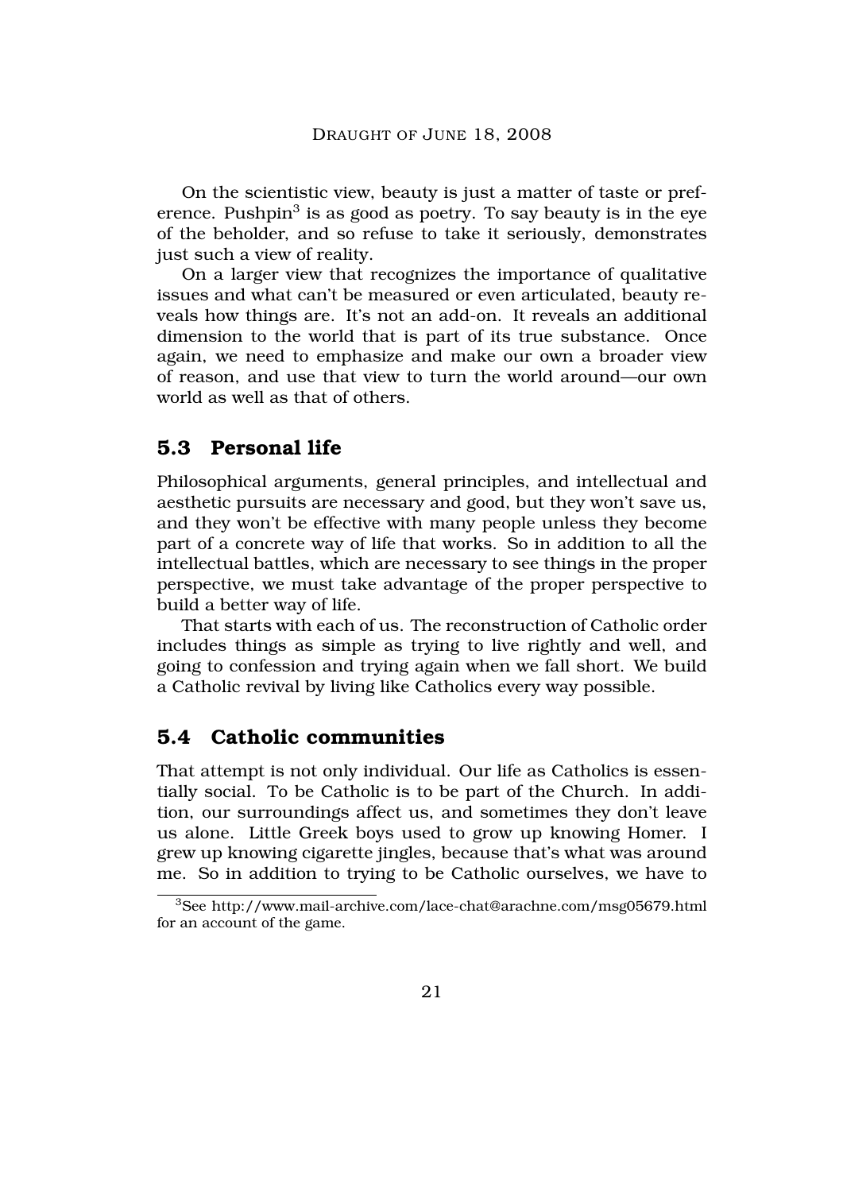On the scientistic view, beauty is just a matter of taste or preference. Pushpin[3] is as good as poetry. To say beauty is in the eye of the beholder, and so refuse to take it seriously, demonstrates just such a view of reality.

On a larger view that recognizes the importance of qualitative issues and what can't be measured or even articulated, beauty reveals how things are. It's not an add-on. It reveals an additional dimension to the world that is part of its true substance. Once again, we need to emphasize and make our own a broader view of reason, and use that view to turn the world around—our own world as well as that of others.

## 5.3 Personal life

Philosophical arguments, general principles, and intellectual and aesthetic pursuits are necessary and good, but they won't save us, and they won't be effective with many people unless they become part of a concrete way of life that works. So in addition to all the intellectual battles, which are necessary to see things in the proper perspective, we must take advantage of the proper perspective to build a better way of life.

That starts with each of us. The reconstruction of Catholic order includes things as simple as trying to live rightly and well, and going to confession and trying again when we fall short. We build a Catholic revival by living like Catholics every way possible.

## 5.4 Catholic communities

That attempt is not only individual. Our life as Catholics is essentially social. To be Catholic is to be part of the Church. In addition, our surroundings affect us, and sometimes they don't leave us alone. Little Greek boys used to grow up knowing Homer. I grew up knowing cigarette jingles, because that's what was around me. So in addition to trying to be Catholic ourselves, we have to

[3] See http://www.mail-archive.com/lace-chat@arachne.com/msg05679.html for an account of the game.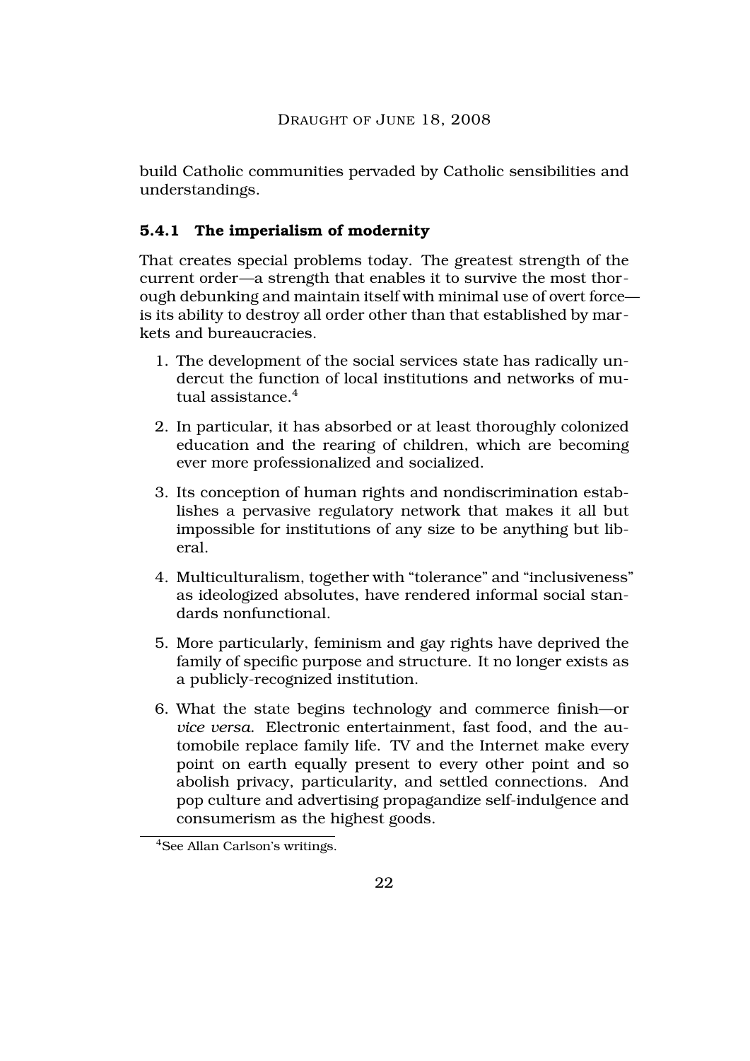build Catholic communities pervaded by Catholic sensibilities and understandings.

### 5.4.1 The imperialism of modernity

That creates special problems today. The greatest strength of the current order—a strength that enables it to survive the most thorough debunking and maintain itself with minimal use of overt force—is its ability to destroy all order other than that established by markets and bureaucracies.

1. The development of the social services state has radically undercut the function of local institutions and networks of mutual assistance.[4]

2. In particular, it has absorbed or at least thoroughly colonized education and the rearing of children, which are becoming ever more professionalized and socialized.

3. Its conception of human rights and nondiscrimination establishes a pervasive regulatory network that makes it all but impossible for institutions of any size to be anything but liberal.

4. Multiculturalism, together with "tolerance" and "inclusiveness" as ideologized absolutes, have rendered informal social standards nonfunctional.

5. More particularly, feminism and gay rights have deprived the family of specific purpose and structure. It no longer exists as a publicly-recognized institution.

6. What the state begins technology and commerce finish—or *vice versa.* Electronic entertainment, fast food, and the automobile replace family life. TV and the Internet make every point on earth equally present to every other point and so abolish privacy, particularity, and settled connections. And pop culture and advertising propagandize self-indulgence and consumerism as the highest goods.

[4] See Allan Carlson's writings.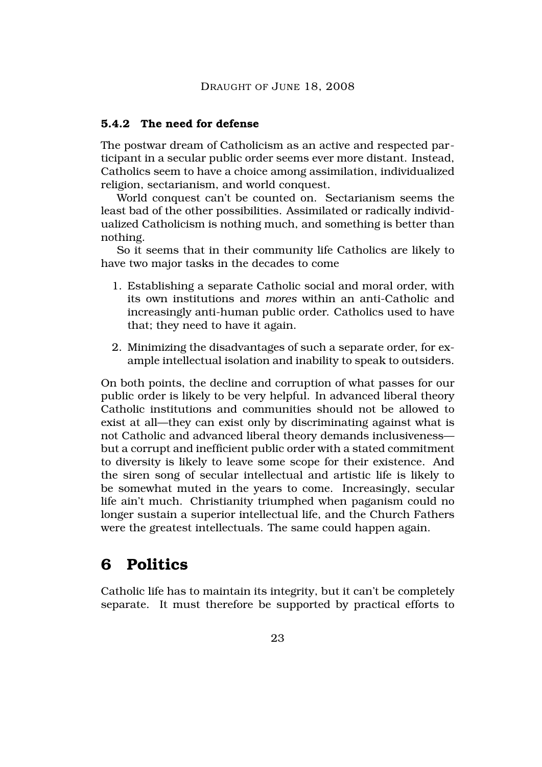### 5.4.2 The need for defense

The postwar dream of Catholicism as an active and respected participant in a secular public order seems ever more distant. Instead, Catholics seem to have a choice among assimilation, individualized religion, sectarianism, and world conquest.

World conquest can't be counted on. Sectarianism seems the least bad of the other possibilities. Assimilated or radically individualized Catholicism is nothing much, and something is better than nothing.

So it seems that in their community life Catholics are likely to have two major tasks in the decades to come

1. Establishing a separate Catholic social and moral order, with its own institutions and *mores* within an anti-Catholic and increasingly anti-human public order. Catholics used to have that; they need to have it again.
2. Minimizing the disadvantages of such a separate order, for example intellectual isolation and inability to speak to outsiders.

On both points, the decline and corruption of what passes for our public order is likely to be very helpful. In advanced liberal theory Catholic institutions and communities should not be allowed to exist at all—they can exist only by discriminating against what is not Catholic and advanced liberal theory demands inclusiveness—but a corrupt and inefficient public order with a stated commitment to diversity is likely to leave some scope for their existence. And the siren song of secular intellectual and artistic life is likely to be somewhat muted in the years to come. Increasingly, secular life ain't much. Christianity triumphed when paganism could no longer sustain a superior intellectual life, and the Church Fathers were the greatest intellectuals. The same could happen again.

# 6 Politics

Catholic life has to maintain its integrity, but it can't be completely separate. It must therefore be supported by practical efforts to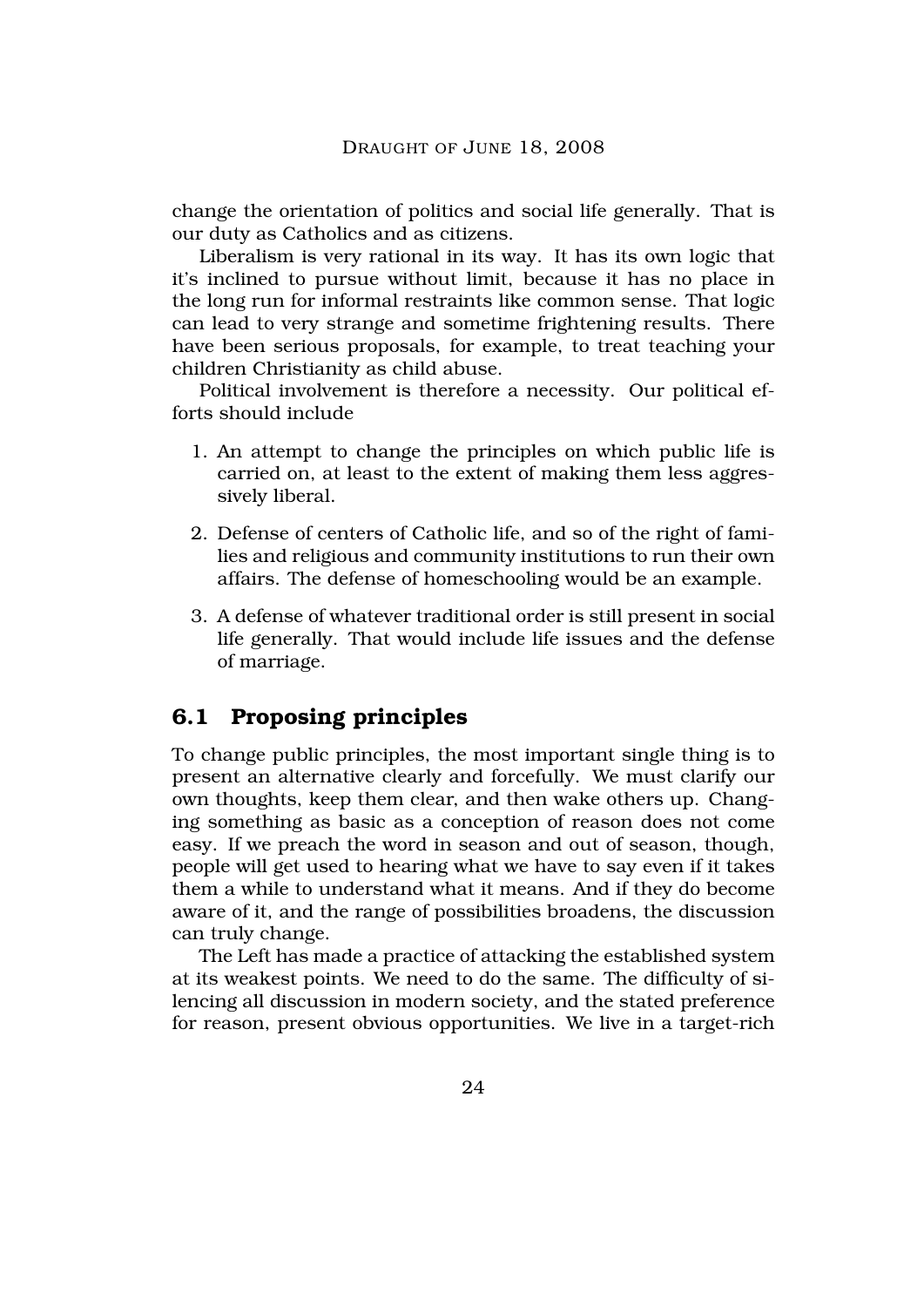change the orientation of politics and social life generally. That is our duty as Catholics and as citizens.

Liberalism is very rational in its way. It has its own logic that it's inclined to pursue without limit, because it has no place in the long run for informal restraints like common sense. That logic can lead to very strange and sometime frightening results. There have been serious proposals, for example, to treat teaching your children Christianity as child abuse.

Political involvement is therefore a necessity. Our political efforts should include

1. An attempt to change the principles on which public life is carried on, at least to the extent of making them less aggressively liberal.
2. Defense of centers of Catholic life, and so of the right of families and religious and community institutions to run their own affairs. The defense of homeschooling would be an example.
3. A defense of whatever traditional order is still present in social life generally. That would include life issues and the defense of marriage.

## 6.1 Proposing principles

To change public principles, the most important single thing is to present an alternative clearly and forcefully. We must clarify our own thoughts, keep them clear, and then wake others up. Changing something as basic as a conception of reason does not come easy. If we preach the word in season and out of season, though, people will get used to hearing what we have to say even if it takes them a while to understand what it means. And if they do become aware of it, and the range of possibilities broadens, the discussion can truly change.

The Left has made a practice of attacking the established system at its weakest points. We need to do the same. The difficulty of silencing all discussion in modern society, and the stated preference for reason, present obvious opportunities. We live in a target-rich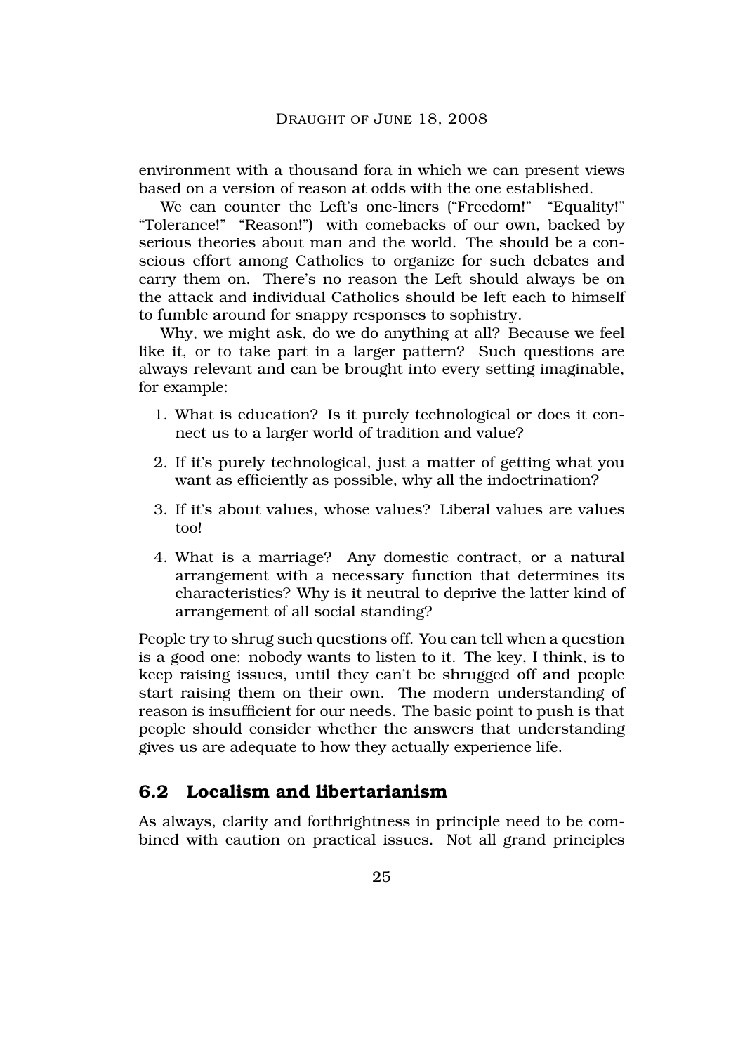environment with a thousand fora in which we can present views based on a version of reason at odds with the one established.

We can counter the Left's one-liners ("Freedom!" "Equality!" "Tolerance!" "Reason!") with comebacks of our own, backed by serious theories about man and the world. The should be a conscious effort among Catholics to organize for such debates and carry them on. There's no reason the Left should always be on the attack and individual Catholics should be left each to himself to fumble around for snappy responses to sophistry.

Why, we might ask, do we do anything at all? Because we feel like it, or to take part in a larger pattern? Such questions are always relevant and can be brought into every setting imaginable, for example:

1. What is education? Is it purely technological or does it connect us to a larger world of tradition and value?
2. If it's purely technological, just a matter of getting what you want as efficiently as possible, why all the indoctrination?
3. If it's about values, whose values? Liberal values are values too!
4. What is a marriage? Any domestic contract, or a natural arrangement with a necessary function that determines its characteristics? Why is it neutral to deprive the latter kind of arrangement of all social standing?

People try to shrug such questions off. You can tell when a question is a good one: nobody wants to listen to it. The key, I think, is to keep raising issues, until they can't be shrugged off and people start raising them on their own. The modern understanding of reason is insufficient for our needs. The basic point to push is that people should consider whether the answers that understanding gives us are adequate to how they actually experience life.

## 6.2 Localism and libertarianism

As always, clarity and forthrightness in principle need to be combined with caution on practical issues. Not all grand principles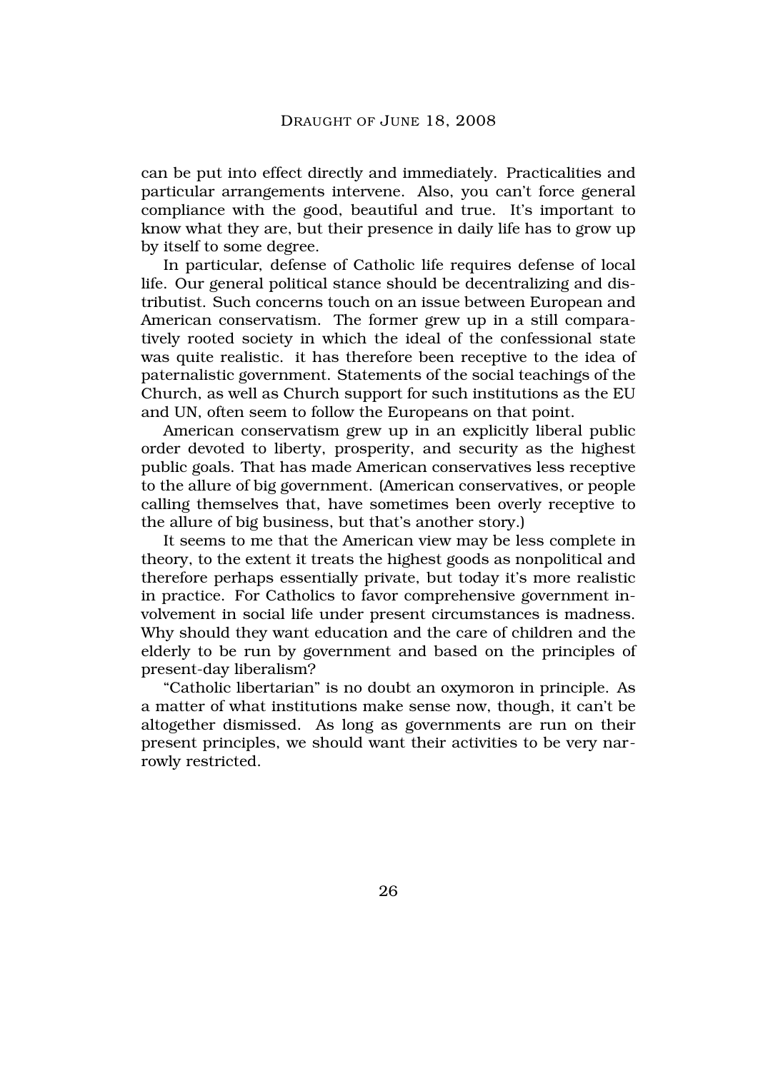can be put into effect directly and immediately. Practicalities and particular arrangements intervene. Also, you can't force general compliance with the good, beautiful and true. It's important to know what they are, but their presence in daily life has to grow up by itself to some degree.

In particular, defense of Catholic life requires defense of local life. Our general political stance should be decentralizing and distributist. Such concerns touch on an issue between European and American conservatism. The former grew up in a still comparatively rooted society in which the ideal of the confessional state was quite realistic. it has therefore been receptive to the idea of paternalistic government. Statements of the social teachings of the Church, as well as Church support for such institutions as the EU and UN, often seem to follow the Europeans on that point.

American conservatism grew up in an explicitly liberal public order devoted to liberty, prosperity, and security as the highest public goals. That has made American conservatives less receptive to the allure of big government. (American conservatives, or people calling themselves that, have sometimes been overly receptive to the allure of big business, but that's another story.)

It seems to me that the American view may be less complete in theory, to the extent it treats the highest goods as nonpolitical and therefore perhaps essentially private, but today it's more realistic in practice. For Catholics to favor comprehensive government involvement in social life under present circumstances is madness. Why should they want education and the care of children and the elderly to be run by government and based on the principles of present-day liberalism?

"Catholic libertarian" is no doubt an oxymoron in principle. As a matter of what institutions make sense now, though, it can't be altogether dismissed. As long as governments are run on their present principles, we should want their activities to be very narrowly restricted.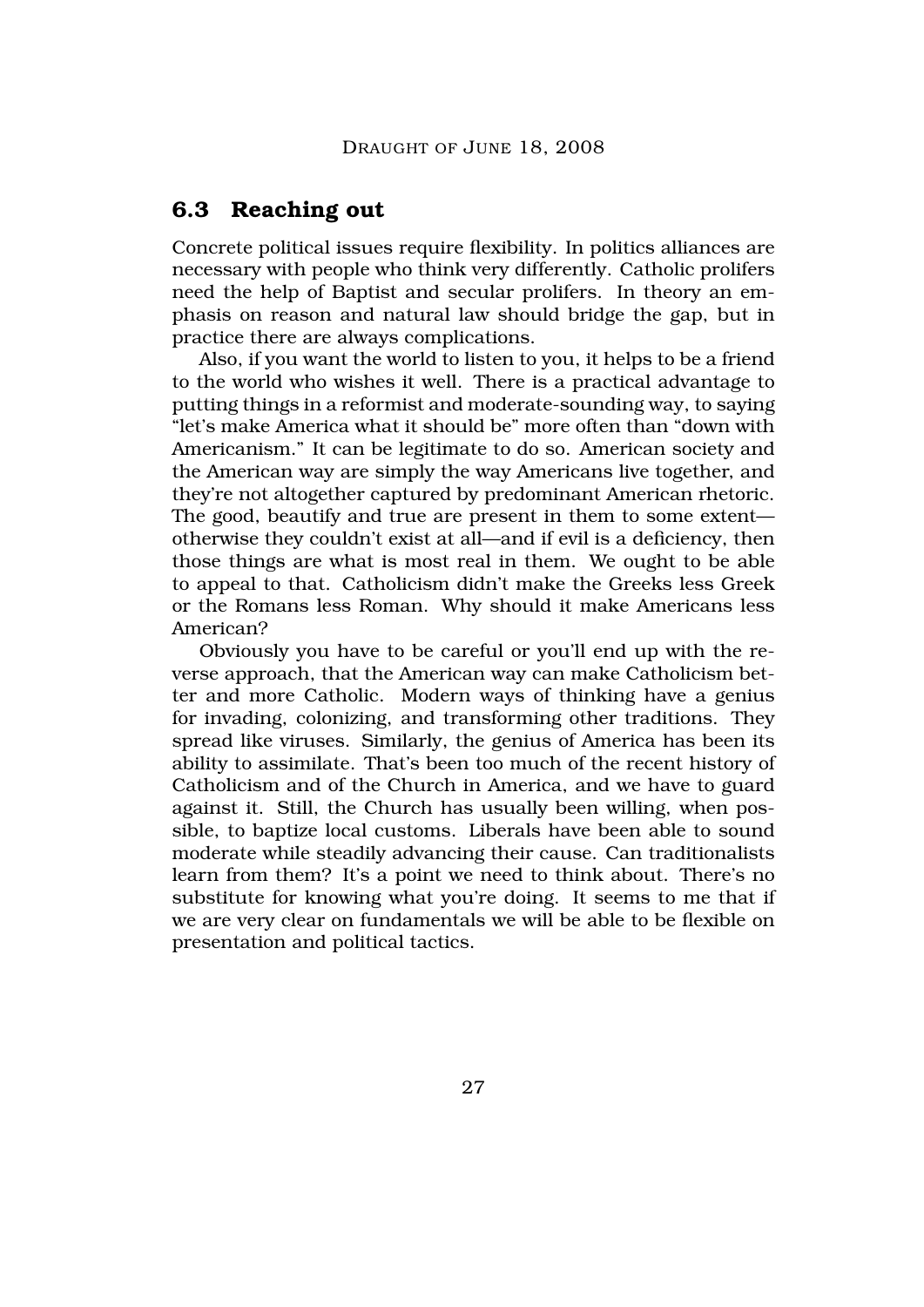## 6.3 Reaching out

Concrete political issues require flexibility. In politics alliances are necessary with people who think very differently. Catholic prolifers need the help of Baptist and secular prolifers. In theory an emphasis on reason and natural law should bridge the gap, but in practice there are always complications.

Also, if you want the world to listen to you, it helps to be a friend to the world who wishes it well. There is a practical advantage to putting things in a reformist and moderate-sounding way, to saying "let's make America what it should be" more often than "down with Americanism." It can be legitimate to do so. American society and the American way are simply the way Americans live together, and they're not altogether captured by predominant American rhetoric. The good, beautify and true are present in them to some extent—otherwise they couldn't exist at all—and if evil is a deficiency, then those things are what is most real in them. We ought to be able to appeal to that. Catholicism didn't make the Greeks less Greek or the Romans less Roman. Why should it make Americans less American?

Obviously you have to be careful or you'll end up with the reverse approach, that the American way can make Catholicism better and more Catholic. Modern ways of thinking have a genius for invading, colonizing, and transforming other traditions. They spread like viruses. Similarly, the genius of America has been its ability to assimilate. That's been too much of the recent history of Catholicism and of the Church in America, and we have to guard against it. Still, the Church has usually been willing, when possible, to baptize local customs. Liberals have been able to sound moderate while steadily advancing their cause. Can traditionalists learn from them? It's a point we need to think about. There's no substitute for knowing what you're doing. It seems to me that if we are very clear on fundamentals we will be able to be flexible on presentation and political tactics.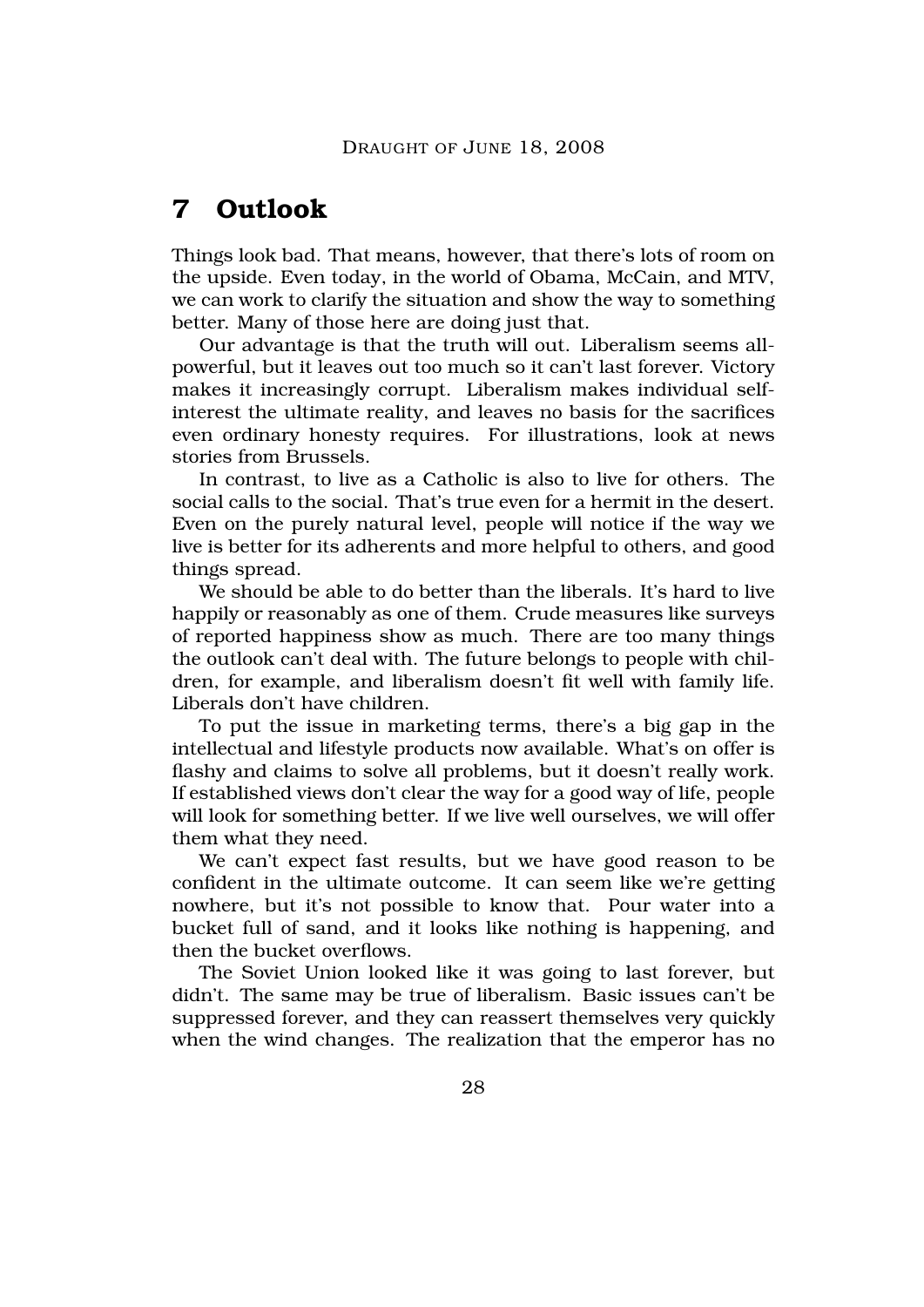## 7 Outlook

Things look bad. That means, however, that there's lots of room on the upside. Even today, in the world of Obama, McCain, and MTV, we can work to clarify the situation and show the way to something better. Many of those here are doing just that.

Our advantage is that the truth will out. Liberalism seems all-powerful, but it leaves out too much so it can't last forever. Victory makes it increasingly corrupt. Liberalism makes individual self-interest the ultimate reality, and leaves no basis for the sacrifices even ordinary honesty requires. For illustrations, look at news stories from Brussels.

In contrast, to live as a Catholic is also to live for others. The social calls to the social. That's true even for a hermit in the desert. Even on the purely natural level, people will notice if the way we live is better for its adherents and more helpful to others, and good things spread.

We should be able to do better than the liberals. It's hard to live happily or reasonably as one of them. Crude measures like surveys of reported happiness show as much. There are too many things the outlook can't deal with. The future belongs to people with children, for example, and liberalism doesn't fit well with family life. Liberals don't have children.

To put the issue in marketing terms, there's a big gap in the intellectual and lifestyle products now available. What's on offer is flashy and claims to solve all problems, but it doesn't really work. If established views don't clear the way for a good way of life, people will look for something better. If we live well ourselves, we will offer them what they need.

We can't expect fast results, but we have good reason to be confident in the ultimate outcome. It can seem like we're getting nowhere, but it's not possible to know that. Pour water into a bucket full of sand, and it looks like nothing is happening, and then the bucket overflows.

The Soviet Union looked like it was going to last forever, but didn't. The same may be true of liberalism. Basic issues can't be suppressed forever, and they can reassert themselves very quickly when the wind changes. The realization that the emperor has no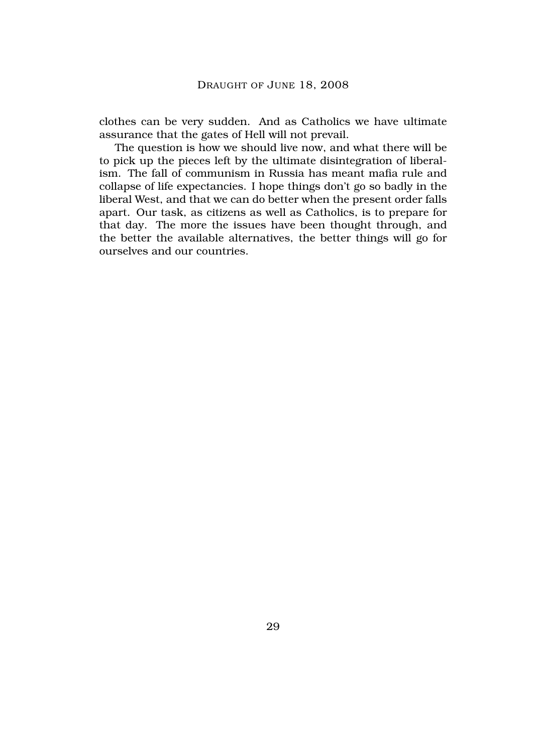clothes can be very sudden. And as Catholics we have ultimate assurance that the gates of Hell will not prevail.

The question is how we should live now, and what there will be to pick up the pieces left by the ultimate disintegration of liberalism. The fall of communism in Russia has meant mafia rule and collapse of life expectancies. I hope things don't go so badly in the liberal West, and that we can do better when the present order falls apart. Our task, as citizens as well as Catholics, is to prepare for that day. The more the issues have been thought through, and the better the available alternatives, the better things will go for ourselves and our countries.